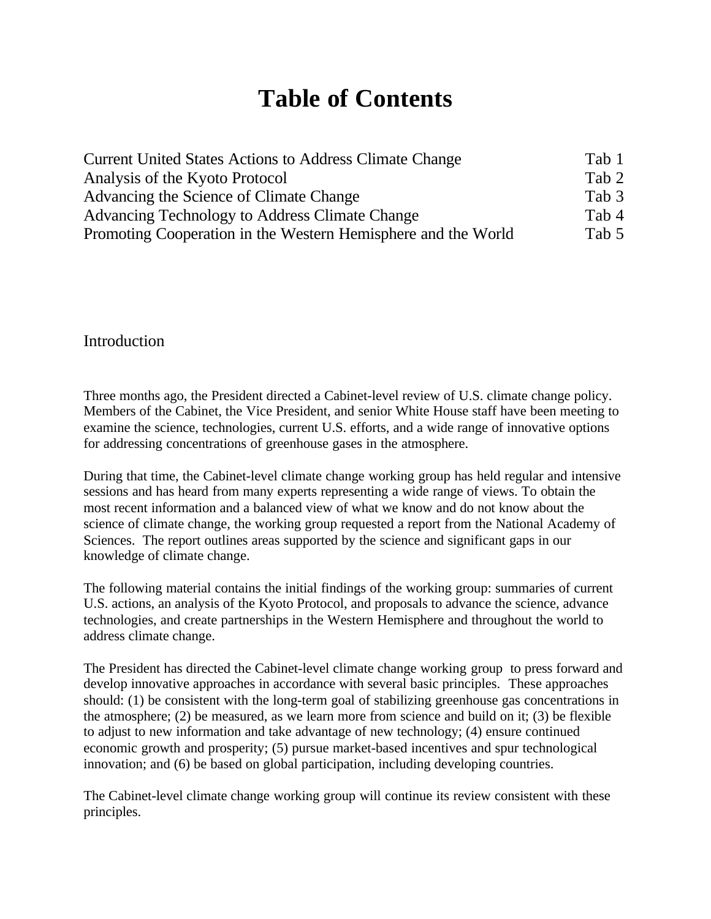# Table of Contents

| | |
|---|---|
| Current United States Actions to Address Climate Change | Tab 1 |
| Analysis of the Kyoto Protocol | Tab 2 |
| Advancing the Science of Climate Change | Tab 3 |
| Advancing Technology to Address Climate Change | Tab 4 |
| Promoting Cooperation in the Western Hemisphere and the World | Tab 5 |

## Introduction

Three months ago, the President directed a Cabinet-level review of U.S. climate change policy. Members of the Cabinet, the Vice President, and senior White House staff have been meeting to examine the science, technologies, current U.S. efforts, and a wide range of innovative options for addressing concentrations of greenhouse gases in the atmosphere.

During that time, the Cabinet-level climate change working group has held regular and intensive sessions and has heard from many experts representing a wide range of views. To obtain the most recent information and a balanced view of what we know and do not know about the science of climate change, the working group requested a report from the National Academy of Sciences. The report outlines areas supported by the science and significant gaps in our knowledge of climate change.

The following material contains the initial findings of the working group: summaries of current U.S. actions, an analysis of the Kyoto Protocol, and proposals to advance the science, advance technologies, and create partnerships in the Western Hemisphere and throughout the world to address climate change.

The President has directed the Cabinet-level climate change working group to press forward and develop innovative approaches in accordance with several basic principles. These approaches should: (1) be consistent with the long-term goal of stabilizing greenhouse gas concentrations in the atmosphere; (2) be measured, as we learn more from science and build on it; (3) be flexible to adjust to new information and take advantage of new technology; (4) ensure continued economic growth and prosperity; (5) pursue market-based incentives and spur technological innovation; and (6) be based on global participation, including developing countries.

The Cabinet-level climate change working group will continue its review consistent with these principles.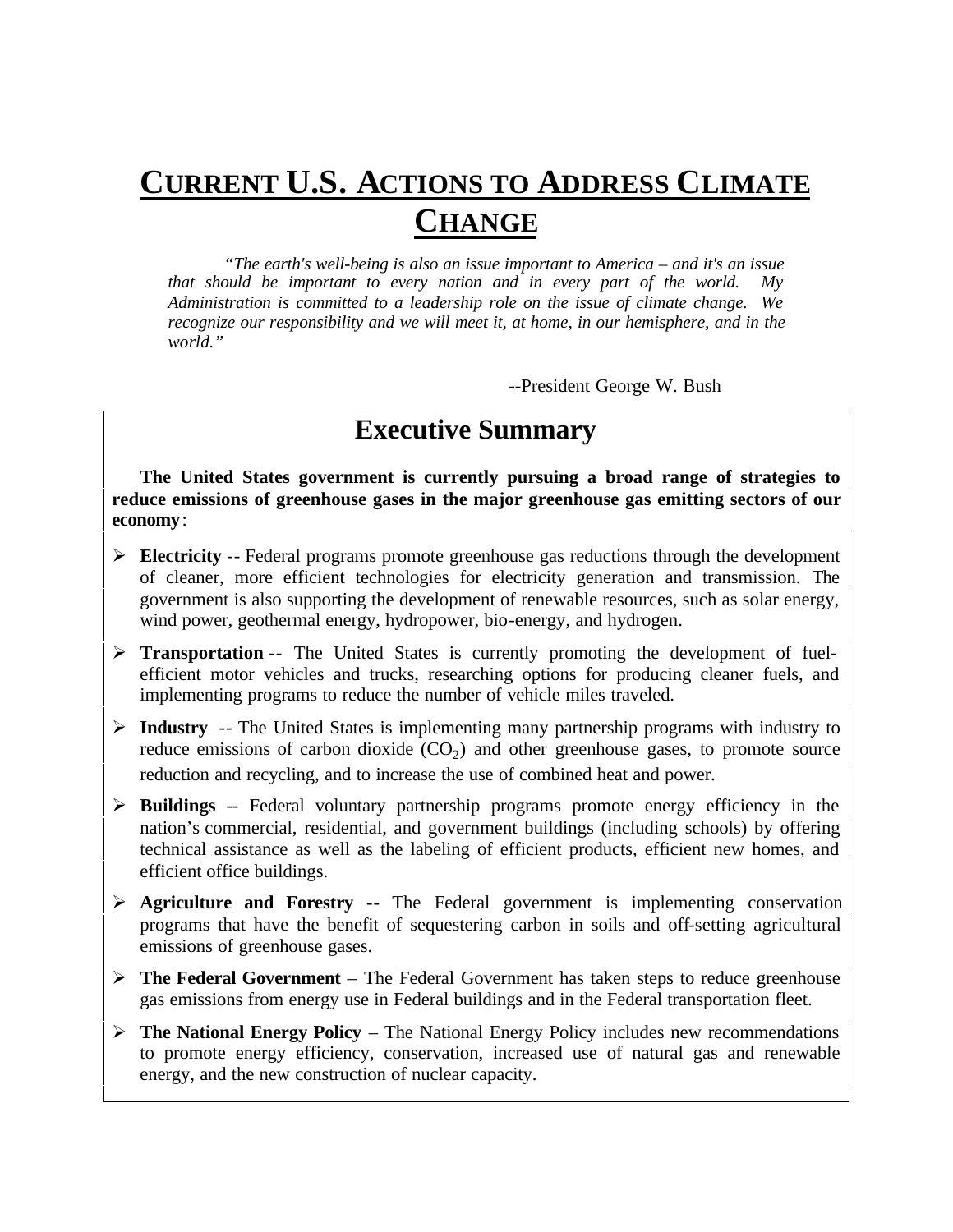# CURRENT U.S. ACTIONS TO ADDRESS CLIMATE CHANGE

*"The earth's well-being is also an issue important to America – and it's an issue that should be important to every nation and in every part of the world. My Administration is committed to a leadership role on the issue of climate change. We recognize our responsibility and we will meet it, at home, in our hemisphere, and in the world."*

--President George W. Bush

## Executive Summary

**The United States government is currently pursuing a broad range of strategies to reduce emissions of greenhouse gases in the major greenhouse gas emitting sectors of our economy**:

- **Electricity** -- Federal programs promote greenhouse gas reductions through the development of cleaner, more efficient technologies for electricity generation and transmission. The government is also supporting the development of renewable resources, such as solar energy, wind power, geothermal energy, hydropower, bio-energy, and hydrogen.
- **Transportation** -- The United States is currently promoting the development of fuel-efficient motor vehicles and trucks, researching options for producing cleaner fuels, and implementing programs to reduce the number of vehicle miles traveled.
- **Industry** -- The United States is implementing many partnership programs with industry to reduce emissions of carbon dioxide ($CO_2$) and other greenhouse gases, to promote source reduction and recycling, and to increase the use of combined heat and power.
- **Buildings** -- Federal voluntary partnership programs promote energy efficiency in the nation's commercial, residential, and government buildings (including schools) by offering technical assistance as well as the labeling of efficient products, efficient new homes, and efficient office buildings.
- **Agriculture and Forestry** -- The Federal government is implementing conservation programs that have the benefit of sequestering carbon in soils and off-setting agricultural emissions of greenhouse gases.
- **The Federal Government** – The Federal Government has taken steps to reduce greenhouse gas emissions from energy use in Federal buildings and in the Federal transportation fleet.
- **The National Energy Policy** – The National Energy Policy includes new recommendations to promote energy efficiency, conservation, increased use of natural gas and renewable energy, and the new construction of nuclear capacity.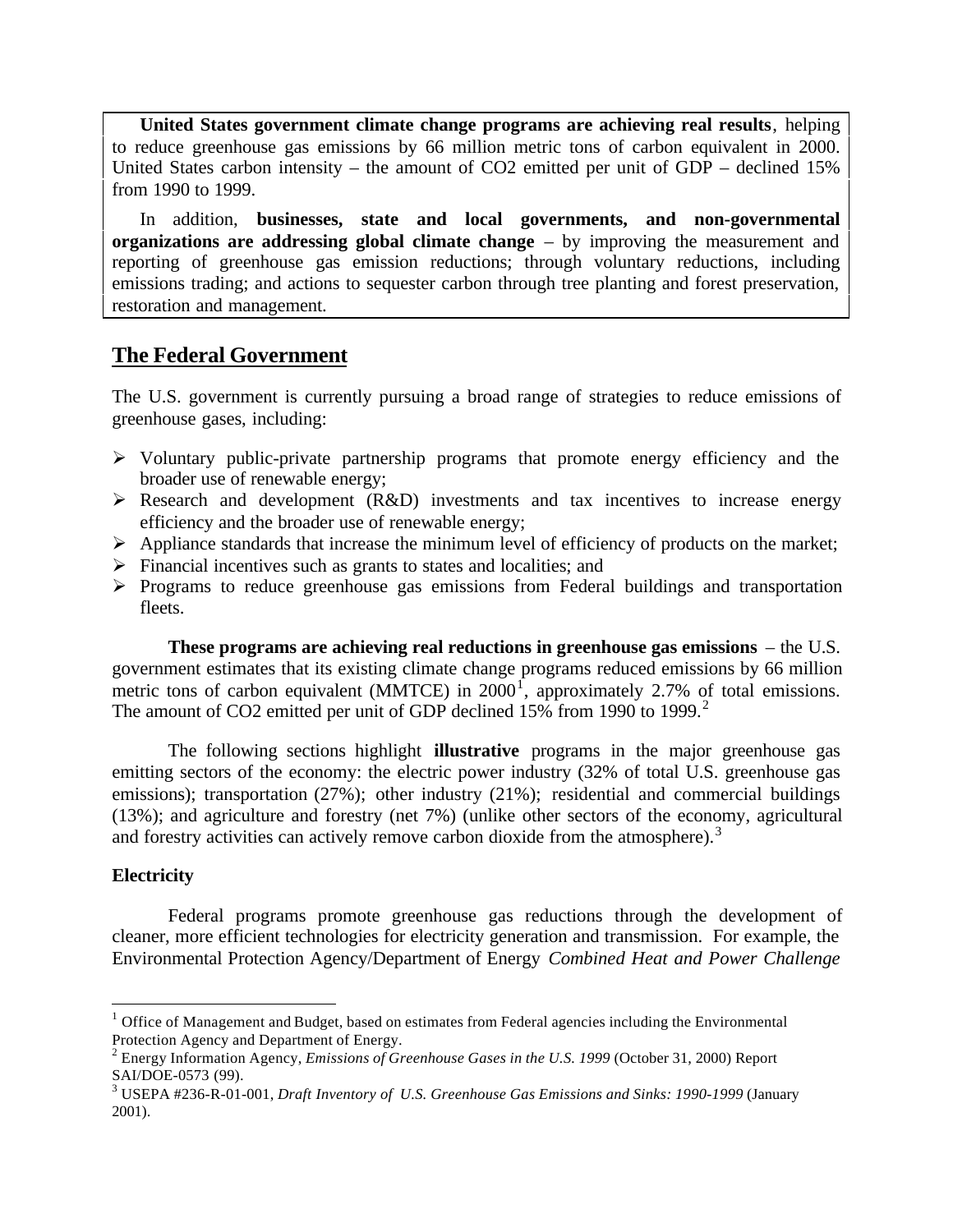**United States government climate change programs are achieving real results**, helping to reduce greenhouse gas emissions by 66 million metric tons of carbon equivalent in 2000. United States carbon intensity – the amount of CO2 emitted per unit of GDP – declined 15% from 1990 to 1999.

In addition, **businesses, state and local governments, and non-governmental organizations are addressing global climate change** – by improving the measurement and reporting of greenhouse gas emission reductions; through voluntary reductions, including emissions trading; and actions to sequester carbon through tree planting and forest preservation, restoration and management.

## The Federal Government

The U.S. government is currently pursuing a broad range of strategies to reduce emissions of greenhouse gases, including:

- Voluntary public-private partnership programs that promote energy efficiency and the broader use of renewable energy;
- Research and development (R&D) investments and tax incentives to increase energy efficiency and the broader use of renewable energy;
- Appliance standards that increase the minimum level of efficiency of products on the market;
- Financial incentives such as grants to states and localities; and
- Programs to reduce greenhouse gas emissions from Federal buildings and transportation fleets.

**These programs are achieving real reductions in greenhouse gas emissions** – the U.S. government estimates that its existing climate change programs reduced emissions by 66 million metric tons of carbon equivalent (MMTCE) in 2000[1], approximately 2.7% of total emissions. The amount of CO2 emitted per unit of GDP declined 15% from 1990 to 1999.[2]

The following sections highlight **illustrative** programs in the major greenhouse gas emitting sectors of the economy: the electric power industry (32% of total U.S. greenhouse gas emissions); transportation (27%); other industry (21%); residential and commercial buildings (13%); and agriculture and forestry (net 7%) (unlike other sectors of the economy, agricultural and forestry activities can actively remove carbon dioxide from the atmosphere).[3]

**Electricity**

Federal programs promote greenhouse gas reductions through the development of cleaner, more efficient technologies for electricity generation and transmission. For example, the Environmental Protection Agency/Department of Energy *Combined Heat and Power Challenge*

---

[1] Office of Management and Budget, based on estimates from Federal agencies including the Environmental Protection Agency and Department of Energy.

[2] Energy Information Agency, *Emissions of Greenhouse Gases in the U.S. 1999* (October 31, 2000) Report SAI/DOE-0573 (99).

[3] USEPA #236-R-01-001, *Draft Inventory of U.S. Greenhouse Gas Emissions and Sinks: 1990-1999* (January 2001).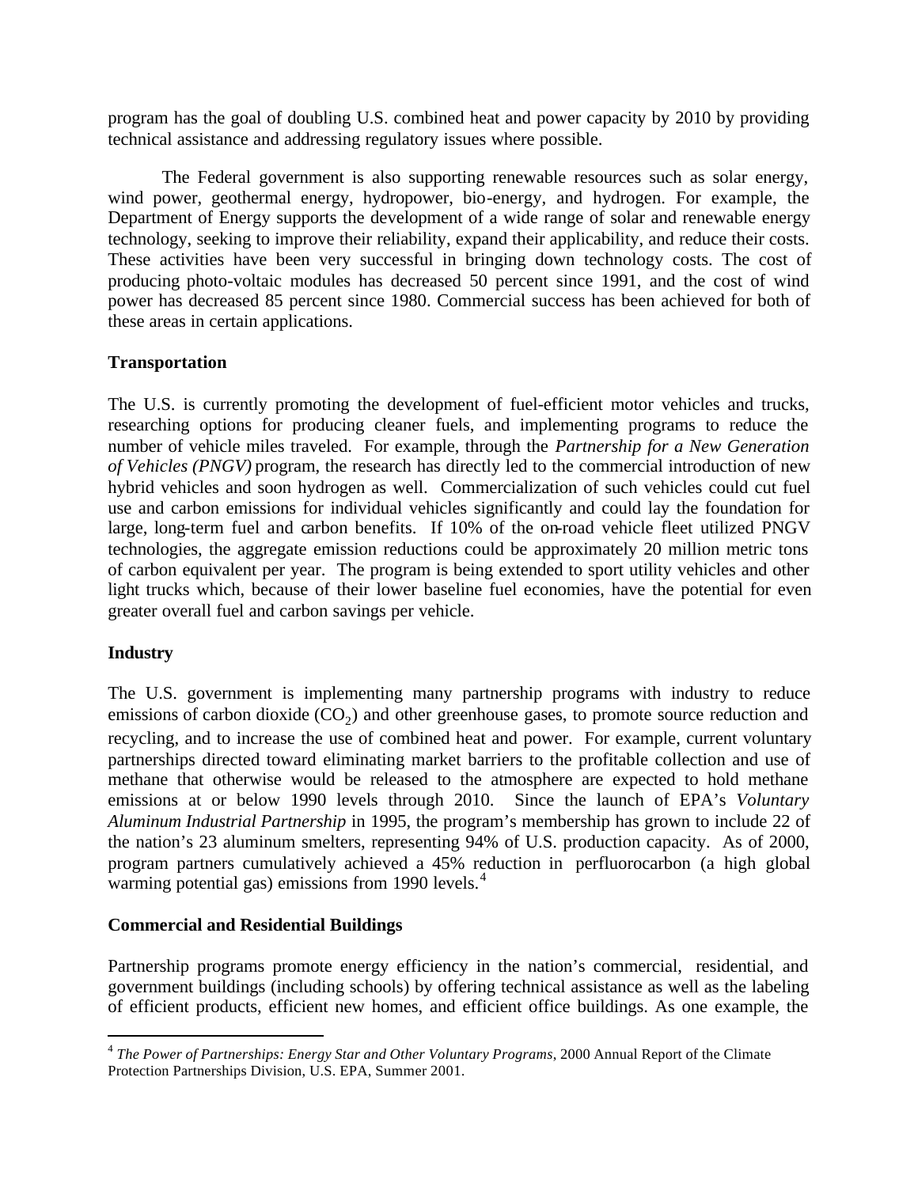program has the goal of doubling U.S. combined heat and power capacity by 2010 by providing technical assistance and addressing regulatory issues where possible.

The Federal government is also supporting renewable resources such as solar energy, wind power, geothermal energy, hydropower, bio-energy, and hydrogen. For example, the Department of Energy supports the development of a wide range of solar and renewable energy technology, seeking to improve their reliability, expand their applicability, and reduce their costs. These activities have been very successful in bringing down technology costs. The cost of producing photo-voltaic modules has decreased 50 percent since 1991, and the cost of wind power has decreased 85 percent since 1980. Commercial success has been achieved for both of these areas in certain applications.

**Transportation**

The U.S. is currently promoting the development of fuel-efficient motor vehicles and trucks, researching options for producing cleaner fuels, and implementing programs to reduce the number of vehicle miles traveled. For example, through the *Partnership for a New Generation of Vehicles (PNGV)* program, the research has directly led to the commercial introduction of new hybrid vehicles and soon hydrogen as well. Commercialization of such vehicles could cut fuel use and carbon emissions for individual vehicles significantly and could lay the foundation for large, long-term fuel and carbon benefits. If 10% of the on-road vehicle fleet utilized PNGV technologies, the aggregate emission reductions could be approximately 20 million metric tons of carbon equivalent per year. The program is being extended to sport utility vehicles and other light trucks which, because of their lower baseline fuel economies, have the potential for even greater overall fuel and carbon savings per vehicle.

**Industry**

The U.S. government is implementing many partnership programs with industry to reduce emissions of carbon dioxide ($CO_2$) and other greenhouse gases, to promote source reduction and recycling, and to increase the use of combined heat and power. For example, current voluntary partnerships directed toward eliminating market barriers to the profitable collection and use of methane that otherwise would be released to the atmosphere are expected to hold methane emissions at or below 1990 levels through 2010. Since the launch of EPA's *Voluntary Aluminum Industrial Partnership* in 1995, the program's membership has grown to include 22 of the nation's 23 aluminum smelters, representing 94% of U.S. production capacity. As of 2000, program partners cumulatively achieved a 45% reduction in perfluorocarbon (a high global warming potential gas) emissions from 1990 levels.[4]

**Commercial and Residential Buildings**

Partnership programs promote energy efficiency in the nation's commercial, residential, and government buildings (including schools) by offering technical assistance as well as the labeling of efficient products, efficient new homes, and efficient office buildings. As one example, the

---

[4] *The Power of Partnerships: Energy Star and Other Voluntary Programs*, 2000 Annual Report of the Climate Protection Partnerships Division, U.S. EPA, Summer 2001.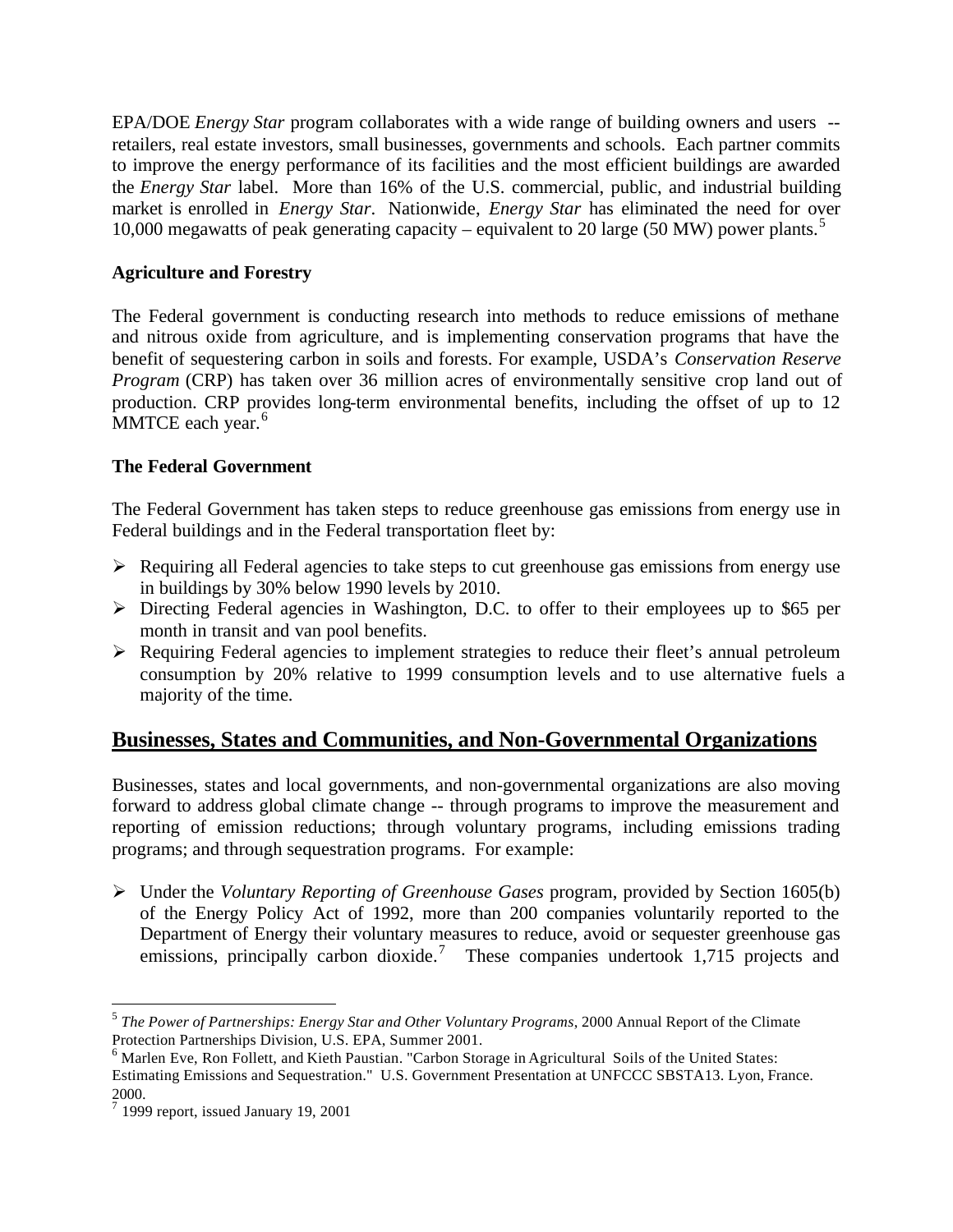EPA/DOE *Energy Star* program collaborates with a wide range of building owners and users -- retailers, real estate investors, small businesses, governments and schools. Each partner commits to improve the energy performance of its facilities and the most efficient buildings are awarded the *Energy Star* label. More than 16% of the U.S. commercial, public, and industrial building market is enrolled in *Energy Star*. Nationwide, *Energy Star* has eliminated the need for over 10,000 megawatts of peak generating capacity – equivalent to 20 large (50 MW) power plants.[5]

**Agriculture and Forestry**

The Federal government is conducting research into methods to reduce emissions of methane and nitrous oxide from agriculture, and is implementing conservation programs that have the benefit of sequestering carbon in soils and forests. For example, USDA's *Conservation Reserve Program* (CRP) has taken over 36 million acres of environmentally sensitive crop land out of production. CRP provides long-term environmental benefits, including the offset of up to 12 MMTCE each year.[6]

**The Federal Government**

The Federal Government has taken steps to reduce greenhouse gas emissions from energy use in Federal buildings and in the Federal transportation fleet by:

- Requiring all Federal agencies to take steps to cut greenhouse gas emissions from energy use in buildings by 30% below 1990 levels by 2010.
- Directing Federal agencies in Washington, D.C. to offer to their employees up to $65 per month in transit and van pool benefits.
- Requiring Federal agencies to implement strategies to reduce their fleet's annual petroleum consumption by 20% relative to 1999 consumption levels and to use alternative fuels a majority of the time.

## Businesses, States and Communities, and Non-Governmental Organizations

Businesses, states and local governments, and non-governmental organizations are also moving forward to address global climate change -- through programs to improve the measurement and reporting of emission reductions; through voluntary programs, including emissions trading programs; and through sequestration programs. For example:

- Under the *Voluntary Reporting of Greenhouse Gases* program, provided by Section 1605(b) of the Energy Policy Act of 1992, more than 200 companies voluntarily reported to the Department of Energy their voluntary measures to reduce, avoid or sequester greenhouse gas emissions, principally carbon dioxide.[7] These companies undertook 1,715 projects and

---

[5] *The Power of Partnerships: Energy Star and Other Voluntary Programs*, 2000 Annual Report of the Climate Protection Partnerships Division, U.S. EPA, Summer 2001.

[6] Marlen Eve, Ron Follett, and Kieth Paustian. "Carbon Storage in Agricultural Soils of the United States: Estimating Emissions and Sequestration." U.S. Government Presentation at UNFCCC SBSTA13. Lyon, France. 2000.

[7] 1999 report, issued January 19, 2001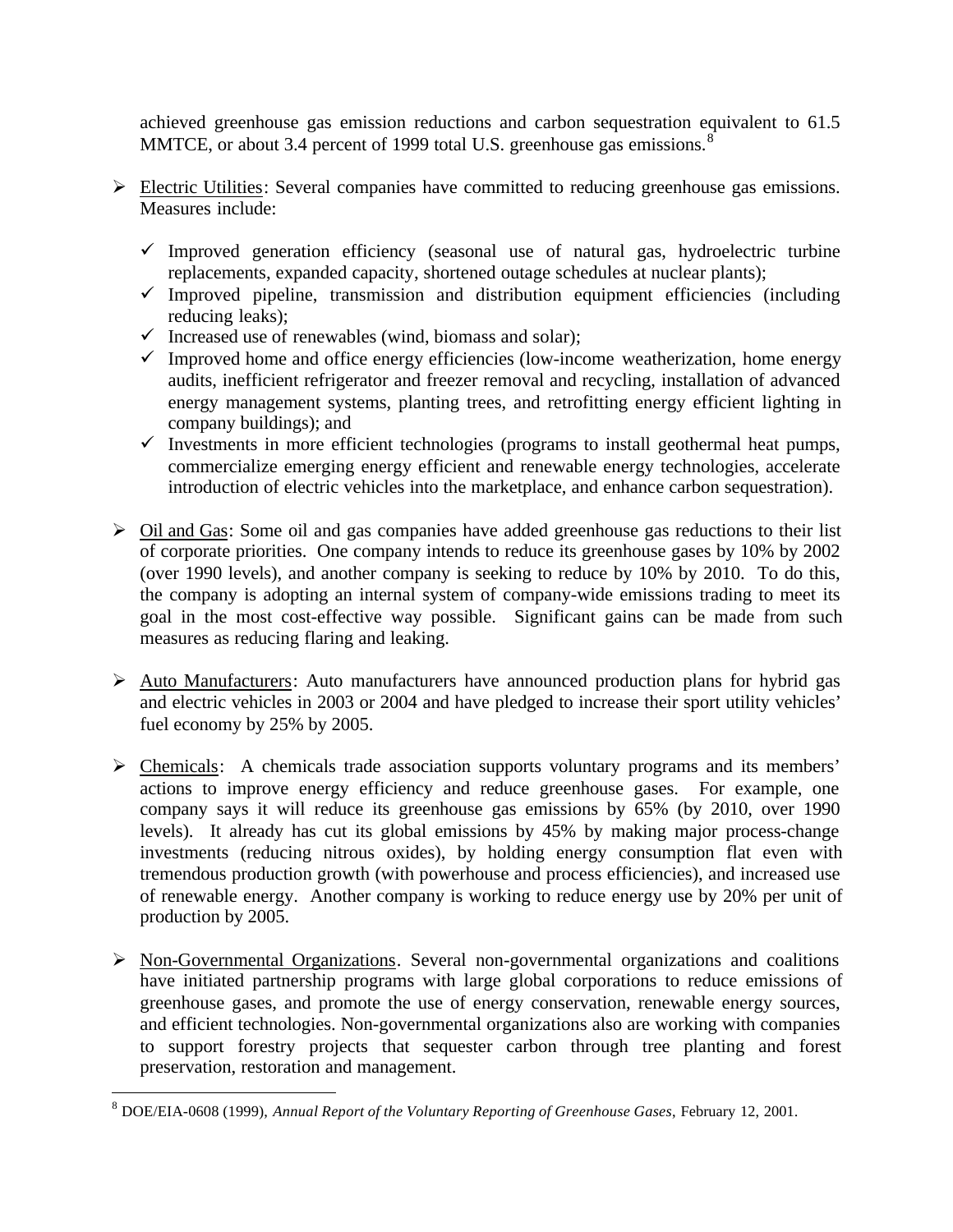achieved greenhouse gas emission reductions and carbon sequestration equivalent to 61.5 MMTCE, or about 3.4 percent of 1999 total U.S. greenhouse gas emissions.[8]

- Electric Utilities: Several companies have committed to reducing greenhouse gas emissions. Measures include:
  - ✓ Improved generation efficiency (seasonal use of natural gas, hydroelectric turbine replacements, expanded capacity, shortened outage schedules at nuclear plants);
  - ✓ Improved pipeline, transmission and distribution equipment efficiencies (including reducing leaks);
  - ✓ Increased use of renewables (wind, biomass and solar);
  - ✓ Improved home and office energy efficiencies (low-income weatherization, home energy audits, inefficient refrigerator and freezer removal and recycling, installation of advanced energy management systems, planting trees, and retrofitting energy efficient lighting in company buildings); and
  - ✓ Investments in more efficient technologies (programs to install geothermal heat pumps, commercialize emerging energy efficient and renewable energy technologies, accelerate introduction of electric vehicles into the marketplace, and enhance carbon sequestration).

- Oil and Gas: Some oil and gas companies have added greenhouse gas reductions to their list of corporate priorities. One company intends to reduce its greenhouse gases by 10% by 2002 (over 1990 levels), and another company is seeking to reduce by 10% by 2010. To do this, the company is adopting an internal system of company-wide emissions trading to meet its goal in the most cost-effective way possible. Significant gains can be made from such measures as reducing flaring and leaking.

- Auto Manufacturers: Auto manufacturers have announced production plans for hybrid gas and electric vehicles in 2003 or 2004 and have pledged to increase their sport utility vehicles' fuel economy by 25% by 2005.

- Chemicals: A chemicals trade association supports voluntary programs and its members' actions to improve energy efficiency and reduce greenhouse gases. For example, one company says it will reduce its greenhouse gas emissions by 65% (by 2010, over 1990 levels). It already has cut its global emissions by 45% by making major process-change investments (reducing nitrous oxides), by holding energy consumption flat even with tremendous production growth (with powerhouse and process efficiencies), and increased use of renewable energy. Another company is working to reduce energy use by 20% per unit of production by 2005.

- Non-Governmental Organizations. Several non-governmental organizations and coalitions have initiated partnership programs with large global corporations to reduce emissions of greenhouse gases, and promote the use of energy conservation, renewable energy sources, and efficient technologies. Non-governmental organizations also are working with companies to support forestry projects that sequester carbon through tree planting and forest preservation, restoration and management.

[8] DOE/EIA-0608 (1999), *Annual Report of the Voluntary Reporting of Greenhouse Gases*, February 12, 2001.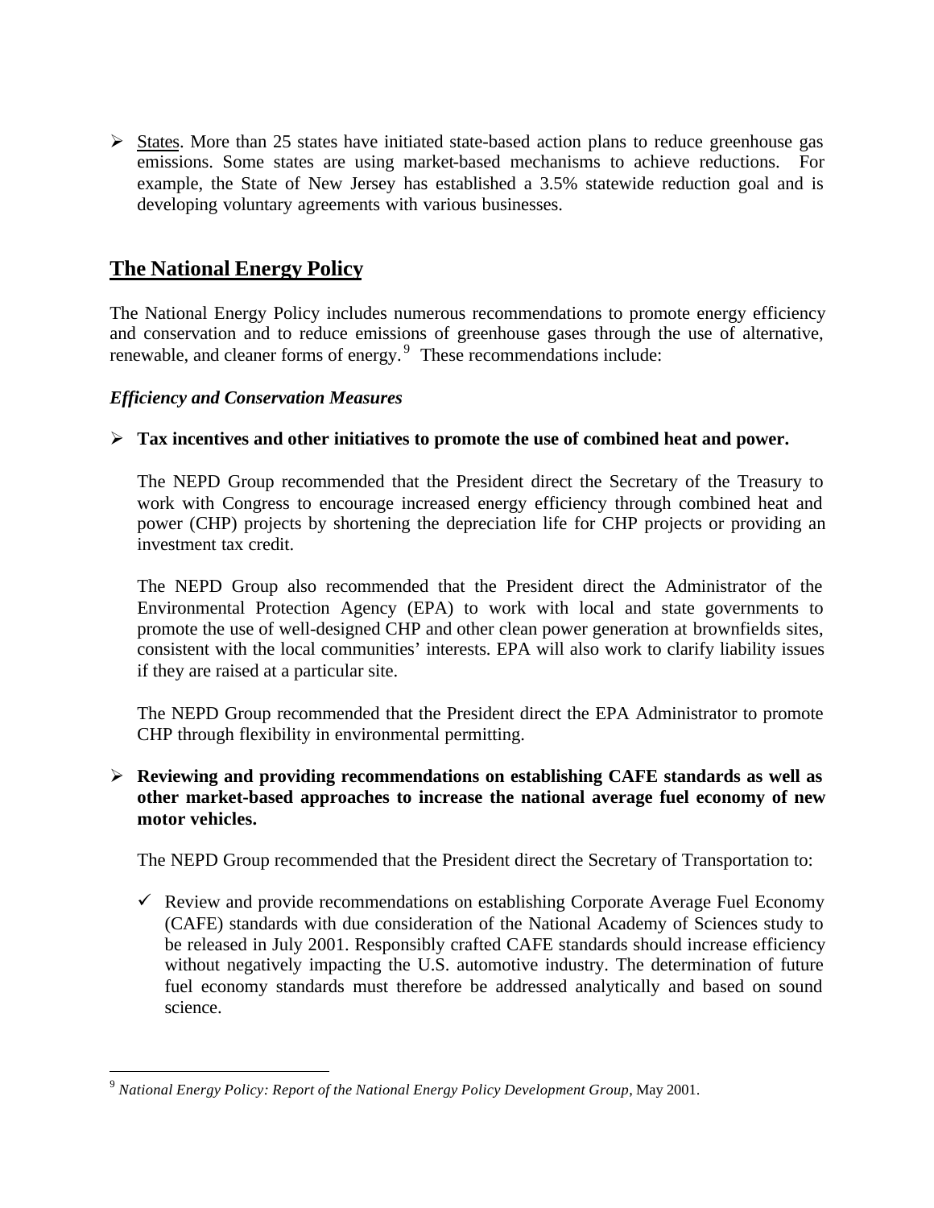- States. More than 25 states have initiated state-based action plans to reduce greenhouse gas emissions. Some states are using market-based mechanisms to achieve reductions. For example, the State of New Jersey has established a 3.5% statewide reduction goal and is developing voluntary agreements with various businesses.

## The National Energy Policy

The National Energy Policy includes numerous recommendations to promote energy efficiency and conservation and to reduce emissions of greenhouse gases through the use of alternative, renewable, and cleaner forms of energy.[9] These recommendations include:

### *Efficiency and Conservation Measures*

- **Tax incentives and other initiatives to promote the use of combined heat and power.**

  The NEPD Group recommended that the President direct the Secretary of the Treasury to work with Congress to encourage increased energy efficiency through combined heat and power (CHP) projects by shortening the depreciation life for CHP projects or providing an investment tax credit.

  The NEPD Group also recommended that the President direct the Administrator of the Environmental Protection Agency (EPA) to work with local and state governments to promote the use of well-designed CHP and other clean power generation at brownfields sites, consistent with the local communities' interests. EPA will also work to clarify liability issues if they are raised at a particular site.

  The NEPD Group recommended that the President direct the EPA Administrator to promote CHP through flexibility in environmental permitting.

- **Reviewing and providing recommendations on establishing CAFE standards as well as other market-based approaches to increase the national average fuel economy of new motor vehicles.**

  The NEPD Group recommended that the President direct the Secretary of Transportation to:

  - ✓ Review and provide recommendations on establishing Corporate Average Fuel Economy (CAFE) standards with due consideration of the National Academy of Sciences study to be released in July 2001. Responsibly crafted CAFE standards should increase efficiency without negatively impacting the U.S. automotive industry. The determination of future fuel economy standards must therefore be addressed analytically and based on sound science.

---

[9] *National Energy Policy: Report of the National Energy Policy Development Group*, May 2001.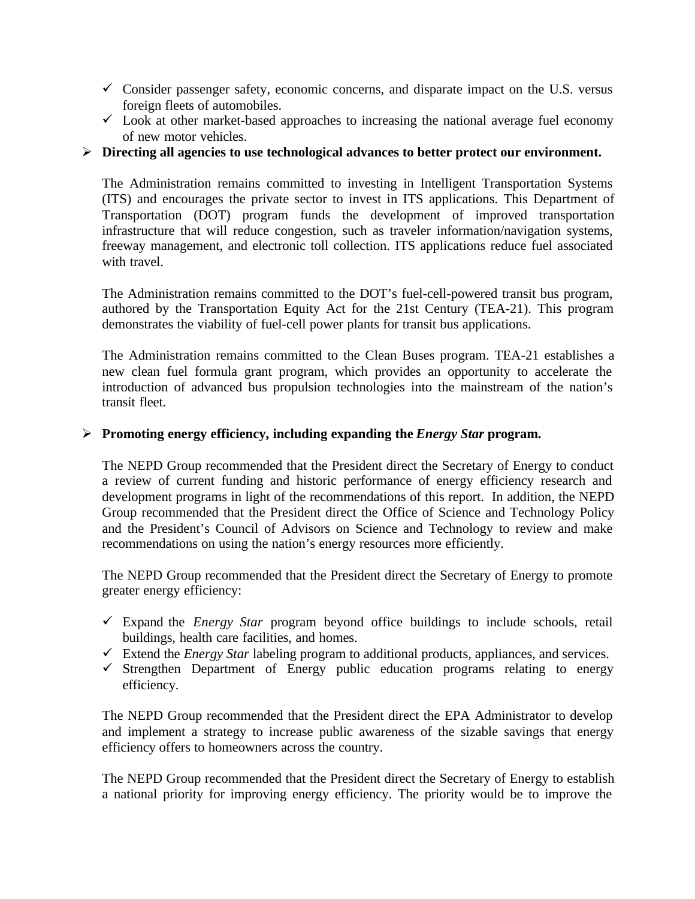- ✓ Consider passenger safety, economic concerns, and disparate impact on the U.S. versus foreign fleets of automobiles.
- ✓ Look at other market-based approaches to increasing the national average fuel economy of new motor vehicles.

➢ **Directing all agencies to use technological advances to better protect our environment.**

The Administration remains committed to investing in Intelligent Transportation Systems (ITS) and encourages the private sector to invest in ITS applications. This Department of Transportation (DOT) program funds the development of improved transportation infrastructure that will reduce congestion, such as traveler information/navigation systems, freeway management, and electronic toll collection. ITS applications reduce fuel associated with travel.

The Administration remains committed to the DOT's fuel-cell-powered transit bus program, authored by the Transportation Equity Act for the 21st Century (TEA-21). This program demonstrates the viability of fuel-cell power plants for transit bus applications.

The Administration remains committed to the Clean Buses program. TEA-21 establishes a new clean fuel formula grant program, which provides an opportunity to accelerate the introduction of advanced bus propulsion technologies into the mainstream of the nation's transit fleet.

➢ **Promoting energy efficiency, including expanding the *Energy Star* program.**

The NEPD Group recommended that the President direct the Secretary of Energy to conduct a review of current funding and historic performance of energy efficiency research and development programs in light of the recommendations of this report. In addition, the NEPD Group recommended that the President direct the Office of Science and Technology Policy and the President's Council of Advisors on Science and Technology to review and make recommendations on using the nation's energy resources more efficiently.

The NEPD Group recommended that the President direct the Secretary of Energy to promote greater energy efficiency:

- ✓ Expand the *Energy Star* program beyond office buildings to include schools, retail buildings, health care facilities, and homes.
- ✓ Extend the *Energy Star* labeling program to additional products, appliances, and services.
- ✓ Strengthen Department of Energy public education programs relating to energy efficiency.

The NEPD Group recommended that the President direct the EPA Administrator to develop and implement a strategy to increase public awareness of the sizable savings that energy efficiency offers to homeowners across the country.

The NEPD Group recommended that the President direct the Secretary of Energy to establish a national priority for improving energy efficiency. The priority would be to improve the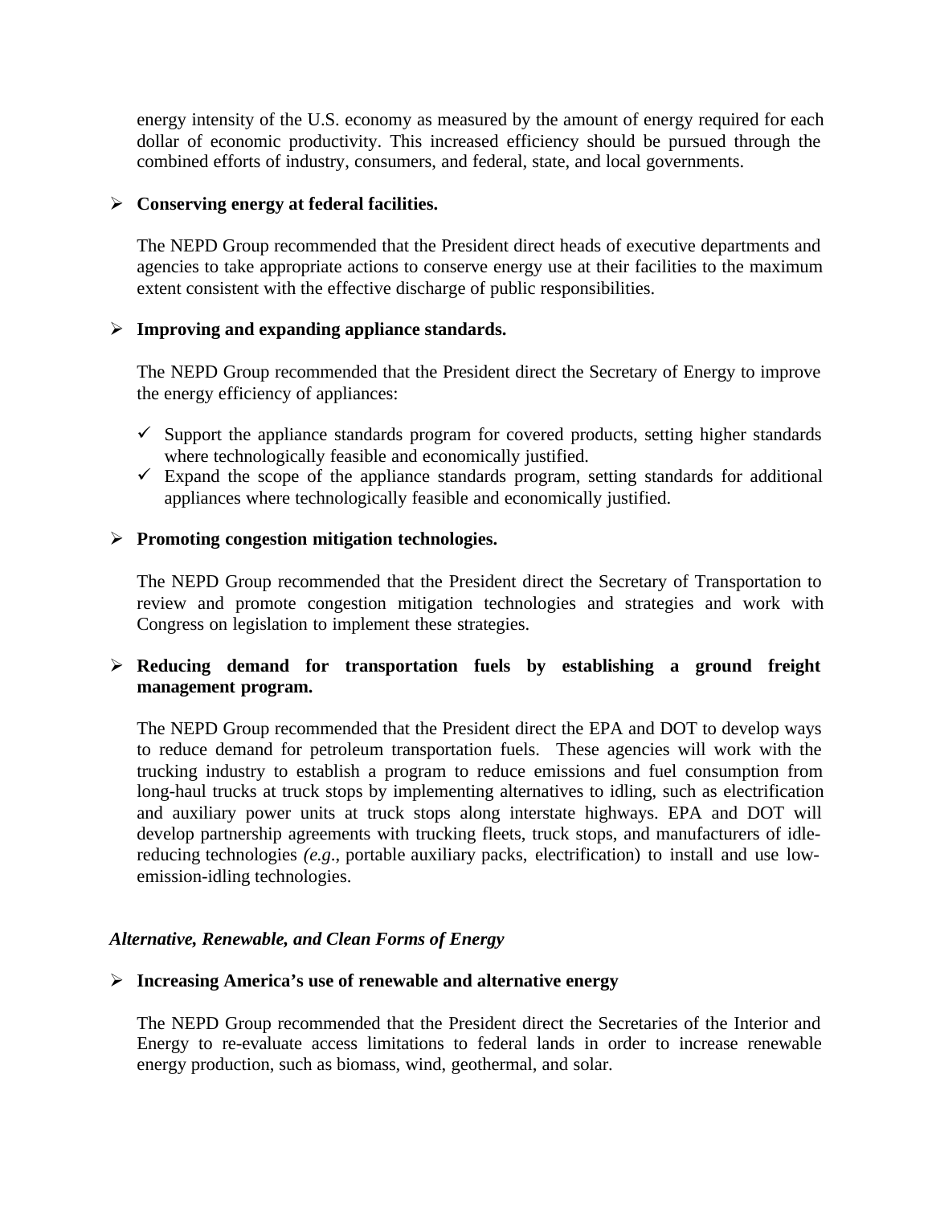energy intensity of the U.S. economy as measured by the amount of energy required for each dollar of economic productivity. This increased efficiency should be pursued through the combined efforts of industry, consumers, and federal, state, and local governments.

- **Conserving energy at federal facilities.**

  The NEPD Group recommended that the President direct heads of executive departments and agencies to take appropriate actions to conserve energy use at their facilities to the maximum extent consistent with the effective discharge of public responsibilities.

- **Improving and expanding appliance standards.**

  The NEPD Group recommended that the President direct the Secretary of Energy to improve the energy efficiency of appliances:

  - ✓ Support the appliance standards program for covered products, setting higher standards where technologically feasible and economically justified.
  - ✓ Expand the scope of the appliance standards program, setting standards for additional appliances where technologically feasible and economically justified.

- **Promoting congestion mitigation technologies.**

  The NEPD Group recommended that the President direct the Secretary of Transportation to review and promote congestion mitigation technologies and strategies and work with Congress on legislation to implement these strategies.

- **Reducing demand for transportation fuels by establishing a ground freight management program.**

  The NEPD Group recommended that the President direct the EPA and DOT to develop ways to reduce demand for petroleum transportation fuels. These agencies will work with the trucking industry to establish a program to reduce emissions and fuel consumption from long-haul trucks at truck stops by implementing alternatives to idling, such as electrification and auxiliary power units at truck stops along interstate highways. EPA and DOT will develop partnership agreements with trucking fleets, truck stops, and manufacturers of idle-reducing technologies *(e.g.*, portable auxiliary packs, electrification) to install and use low-emission-idling technologies.

### *Alternative, Renewable, and Clean Forms of Energy*

- **Increasing America's use of renewable and alternative energy**

  The NEPD Group recommended that the President direct the Secretaries of the Interior and Energy to re-evaluate access limitations to federal lands in order to increase renewable energy production, such as biomass, wind, geothermal, and solar.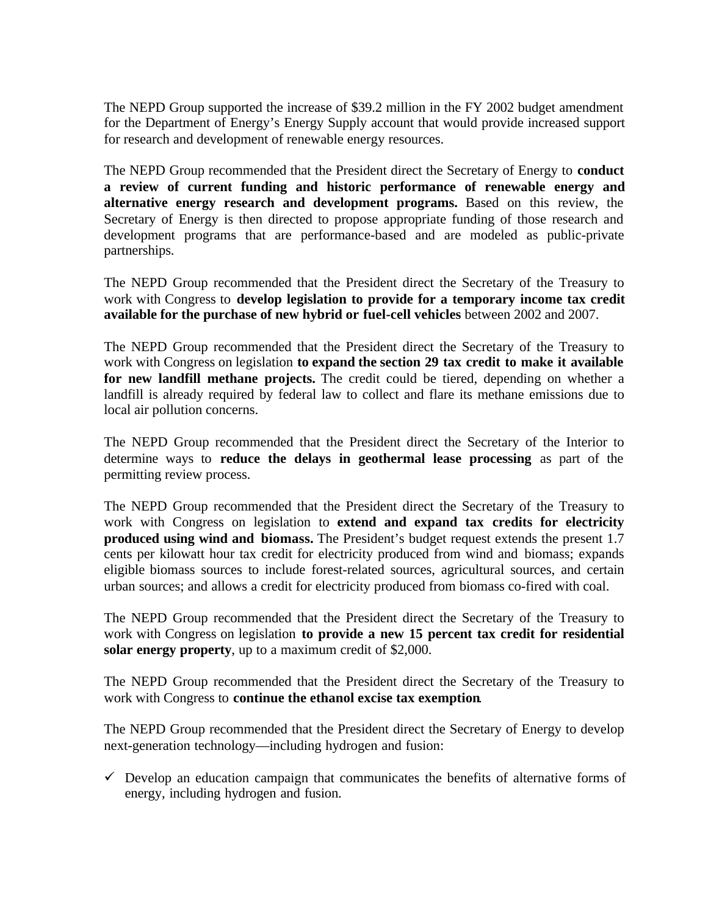The NEPD Group supported the increase of $39.2 million in the FY 2002 budget amendment for the Department of Energy's Energy Supply account that would provide increased support for research and development of renewable energy resources.

The NEPD Group recommended that the President direct the Secretary of Energy to **conduct a review of current funding and historic performance of renewable energy and alternative energy research and development programs.** Based on this review, the Secretary of Energy is then directed to propose appropriate funding of those research and development programs that are performance-based and are modeled as public-private partnerships.

The NEPD Group recommended that the President direct the Secretary of the Treasury to work with Congress to **develop legislation to provide for a temporary income tax credit available for the purchase of new hybrid or fuel-cell vehicles** between 2002 and 2007.

The NEPD Group recommended that the President direct the Secretary of the Treasury to work with Congress on legislation **to expand the section 29 tax credit to make it available for new landfill methane projects.** The credit could be tiered, depending on whether a landfill is already required by federal law to collect and flare its methane emissions due to local air pollution concerns.

The NEPD Group recommended that the President direct the Secretary of the Interior to determine ways to **reduce the delays in geothermal lease processing** as part of the permitting review process.

The NEPD Group recommended that the President direct the Secretary of the Treasury to work with Congress on legislation to **extend and expand tax credits for electricity produced using wind and biomass.** The President's budget request extends the present 1.7 cents per kilowatt hour tax credit for electricity produced from wind and biomass; expands eligible biomass sources to include forest-related sources, agricultural sources, and certain urban sources; and allows a credit for electricity produced from biomass co-fired with coal.

The NEPD Group recommended that the President direct the Secretary of the Treasury to work with Congress on legislation **to provide a new 15 percent tax credit for residential solar energy property**, up to a maximum credit of $2,000.

The NEPD Group recommended that the President direct the Secretary of the Treasury to work with Congress to **continue the ethanol excise tax exemption**.

The NEPD Group recommended that the President direct the Secretary of Energy to develop next-generation technology—including hydrogen and fusion:

- ✓ Develop an education campaign that communicates the benefits of alternative forms of energy, including hydrogen and fusion.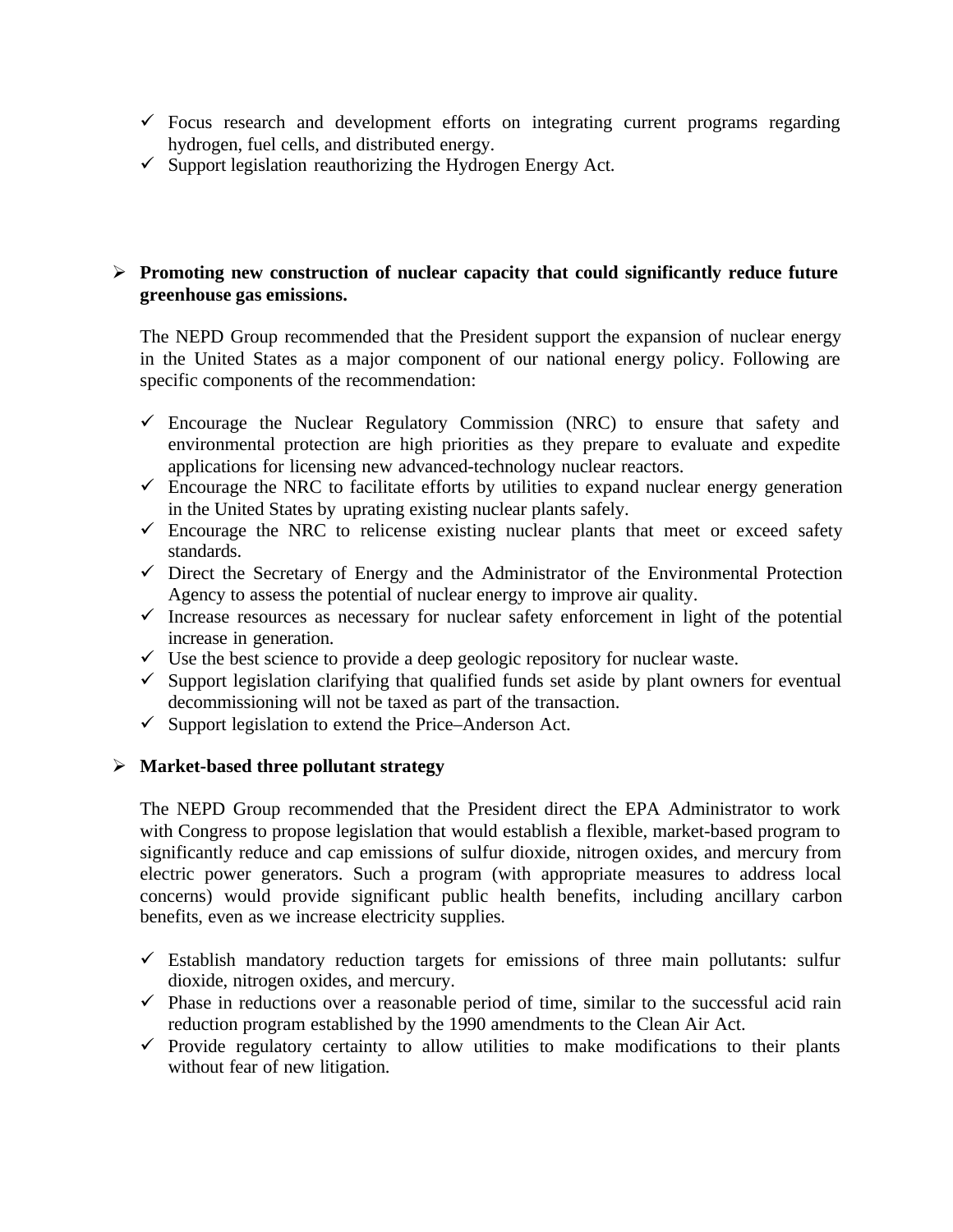- ✓ Focus research and development efforts on integrating current programs regarding hydrogen, fuel cells, and distributed energy.
- ✓ Support legislation reauthorizing the Hydrogen Energy Act.

- **Promoting new construction of nuclear capacity that could significantly reduce future greenhouse gas emissions.**

  The NEPD Group recommended that the President support the expansion of nuclear energy in the United States as a major component of our national energy policy. Following are specific components of the recommendation:

  - ✓ Encourage the Nuclear Regulatory Commission (NRC) to ensure that safety and environmental protection are high priorities as they prepare to evaluate and expedite applications for licensing new advanced-technology nuclear reactors.
  - ✓ Encourage the NRC to facilitate efforts by utilities to expand nuclear energy generation in the United States by uprating existing nuclear plants safely.
  - ✓ Encourage the NRC to relicense existing nuclear plants that meet or exceed safety standards.
  - ✓ Direct the Secretary of Energy and the Administrator of the Environmental Protection Agency to assess the potential of nuclear energy to improve air quality.
  - ✓ Increase resources as necessary for nuclear safety enforcement in light of the potential increase in generation.
  - ✓ Use the best science to provide a deep geologic repository for nuclear waste.
  - ✓ Support legislation clarifying that qualified funds set aside by plant owners for eventual decommissioning will not be taxed as part of the transaction.
  - ✓ Support legislation to extend the Price–Anderson Act.

- **Market-based three pollutant strategy**

  The NEPD Group recommended that the President direct the EPA Administrator to work with Congress to propose legislation that would establish a flexible, market-based program to significantly reduce and cap emissions of sulfur dioxide, nitrogen oxides, and mercury from electric power generators. Such a program (with appropriate measures to address local concerns) would provide significant public health benefits, including ancillary carbon benefits, even as we increase electricity supplies.

  - ✓ Establish mandatory reduction targets for emissions of three main pollutants: sulfur dioxide, nitrogen oxides, and mercury.
  - ✓ Phase in reductions over a reasonable period of time, similar to the successful acid rain reduction program established by the 1990 amendments to the Clean Air Act.
  - ✓ Provide regulatory certainty to allow utilities to make modifications to their plants without fear of new litigation.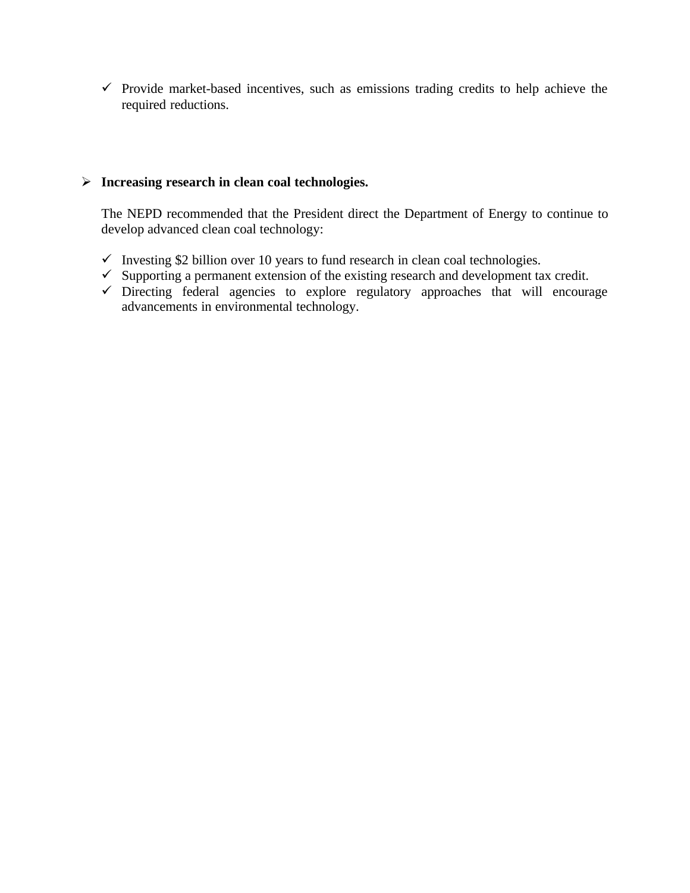- Provide market-based incentives, such as emissions trading credits to help achieve the required reductions.

- **Increasing research in clean coal technologies.**

  The NEPD recommended that the President direct the Department of Energy to continue to develop advanced clean coal technology:

  - Investing $2 billion over 10 years to fund research in clean coal technologies.
  - Supporting a permanent extension of the existing research and development tax credit.
  - Directing federal agencies to explore regulatory approaches that will encourage advancements in environmental technology.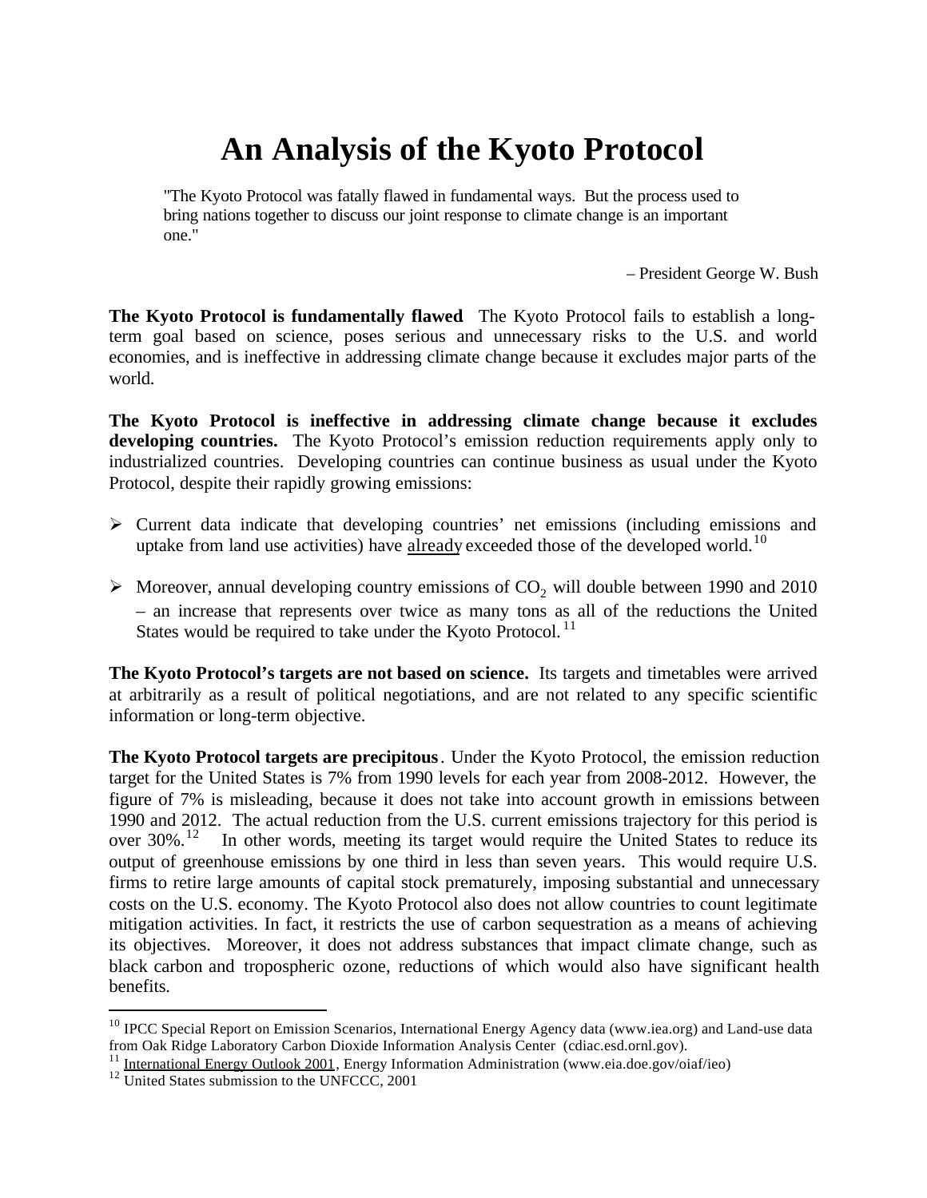# An Analysis of the Kyoto Protocol

> "The Kyoto Protocol was fatally flawed in fundamental ways. But the process used to bring nations together to discuss our joint response to climate change is an important one."
>
> – President George W. Bush

**The Kyoto Protocol is fundamentally flawed** The Kyoto Protocol fails to establish a long-term goal based on science, poses serious and unnecessary risks to the U.S. and world economies, and is ineffective in addressing climate change because it excludes major parts of the world.

**The Kyoto Protocol is ineffective in addressing climate change because it excludes developing countries.** The Kyoto Protocol's emission reduction requirements apply only to industrialized countries. Developing countries can continue business as usual under the Kyoto Protocol, despite their rapidly growing emissions:

- Current data indicate that developing countries' net emissions (including emissions and uptake from land use activities) have already exceeded those of the developed world.[10]
- Moreover, annual developing country emissions of $CO_2$ will double between 1990 and 2010 – an increase that represents over twice as many tons as all of the reductions the United States would be required to take under the Kyoto Protocol.[11]

**The Kyoto Protocol's targets are not based on science.** Its targets and timetables were arrived at arbitrarily as a result of political negotiations, and are not related to any specific scientific information or long-term objective.

**The Kyoto Protocol targets are precipitous**. Under the Kyoto Protocol, the emission reduction target for the United States is 7% from 1990 levels for each year from 2008-2012. However, the figure of 7% is misleading, because it does not take into account growth in emissions between 1990 and 2012. The actual reduction from the U.S. current emissions trajectory for this period is over 30%.[12] In other words, meeting its target would require the United States to reduce its output of greenhouse emissions by one third in less than seven years. This would require U.S. firms to retire large amounts of capital stock prematurely, imposing substantial and unnecessary costs on the U.S. economy. The Kyoto Protocol also does not allow countries to count legitimate mitigation activities. In fact, it restricts the use of carbon sequestration as a means of achieving its objectives. Moreover, it does not address substances that impact climate change, such as black carbon and tropospheric ozone, reductions of which would also have significant health benefits.

---

[10] IPCC Special Report on Emission Scenarios, International Energy Agency data (www.iea.org) and Land-use data from Oak Ridge Laboratory Carbon Dioxide Information Analysis Center (cdiac.esd.ornl.gov).

[11] International Energy Outlook 2001, Energy Information Administration (www.eia.doe.gov/oiaf/ieo)

[12] United States submission to the UNFCCC, 2001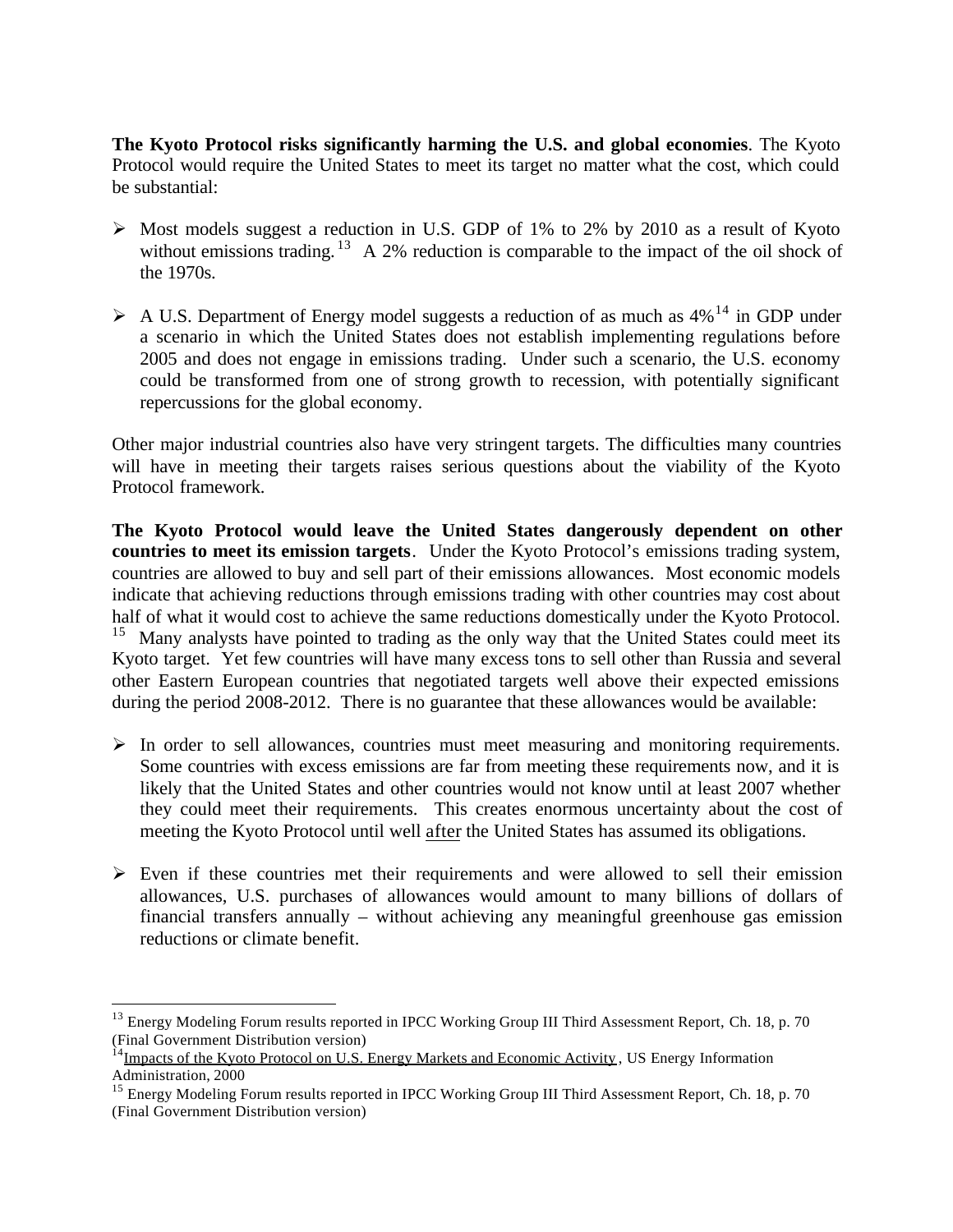**The Kyoto Protocol risks significantly harming the U.S. and global economies**. The Kyoto Protocol would require the United States to meet its target no matter what the cost, which could be substantial:

- Most models suggest a reduction in U.S. GDP of 1% to 2% by 2010 as a result of Kyoto without emissions trading.[13] A 2% reduction is comparable to the impact of the oil shock of the 1970s.

- A U.S. Department of Energy model suggests a reduction of as much as 4%[14] in GDP under a scenario in which the United States does not establish implementing regulations before 2005 and does not engage in emissions trading. Under such a scenario, the U.S. economy could be transformed from one of strong growth to recession, with potentially significant repercussions for the global economy.

Other major industrial countries also have very stringent targets. The difficulties many countries will have in meeting their targets raises serious questions about the viability of the Kyoto Protocol framework.

**The Kyoto Protocol would leave the United States dangerously dependent on other countries to meet its emission targets**. Under the Kyoto Protocol's emissions trading system, countries are allowed to buy and sell part of their emissions allowances. Most economic models indicate that achieving reductions through emissions trading with other countries may cost about half of what it would cost to achieve the same reductions domestically under the Kyoto Protocol.[15] Many analysts have pointed to trading as the only way that the United States could meet its Kyoto target. Yet few countries will have many excess tons to sell other than Russia and several other Eastern European countries that negotiated targets well above their expected emissions during the period 2008-2012. There is no guarantee that these allowances would be available:

- In order to sell allowances, countries must meet measuring and monitoring requirements. Some countries with excess emissions are far from meeting these requirements now, and it is likely that the United States and other countries would not know until at least 2007 whether they could meet their requirements. This creates enormous uncertainty about the cost of meeting the Kyoto Protocol until well after the United States has assumed its obligations.

- Even if these countries met their requirements and were allowed to sell their emission allowances, U.S. purchases of allowances would amount to many billions of dollars of financial transfers annually – without achieving any meaningful greenhouse gas emission reductions or climate benefit.

---

[13] Energy Modeling Forum results reported in IPCC Working Group III Third Assessment Report, Ch. 18, p. 70 (Final Government Distribution version)

[14] Impacts of the Kyoto Protocol on U.S. Energy Markets and Economic Activity, US Energy Information Administration, 2000

[15] Energy Modeling Forum results reported in IPCC Working Group III Third Assessment Report, Ch. 18, p. 70 (Final Government Distribution version)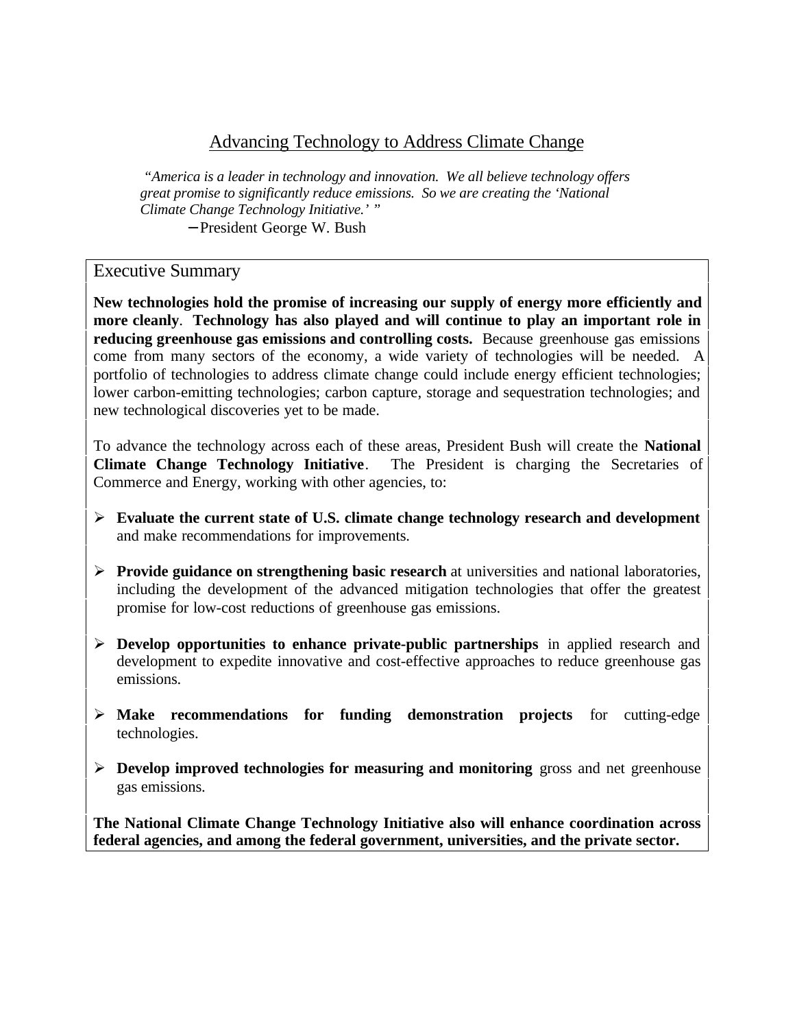# Advancing Technology to Address Climate Change

> *"America is a leader in technology and innovation. We all believe technology offers great promise to significantly reduce emissions. So we are creating the 'National Climate Change Technology Initiative.'"*
>
> –President George W. Bush

## Executive Summary

**New technologies hold the promise of increasing our supply of energy more efficiently and more cleanly**. **Technology has also played and will continue to play an important role in reducing greenhouse gas emissions and controlling costs.** Because greenhouse gas emissions come from many sectors of the economy, a wide variety of technologies will be needed. A portfolio of technologies to address climate change could include energy efficient technologies; lower carbon-emitting technologies; carbon capture, storage and sequestration technologies; and new technological discoveries yet to be made.

To advance the technology across each of these areas, President Bush will create the **National Climate Change Technology Initiative**. The President is charging the Secretaries of Commerce and Energy, working with other agencies, to:

- **Evaluate the current state of U.S. climate change technology research and development** and make recommendations for improvements.
- **Provide guidance on strengthening basic research** at universities and national laboratories, including the development of the advanced mitigation technologies that offer the greatest promise for low-cost reductions of greenhouse gas emissions.
- **Develop opportunities to enhance private-public partnerships** in applied research and development to expedite innovative and cost-effective approaches to reduce greenhouse gas emissions.
- **Make recommendations for funding demonstration projects** for cutting-edge technologies.
- **Develop improved technologies for measuring and monitoring** gross and net greenhouse gas emissions.

**The National Climate Change Technology Initiative also will enhance coordination across federal agencies, and among the federal government, universities, and the private sector.**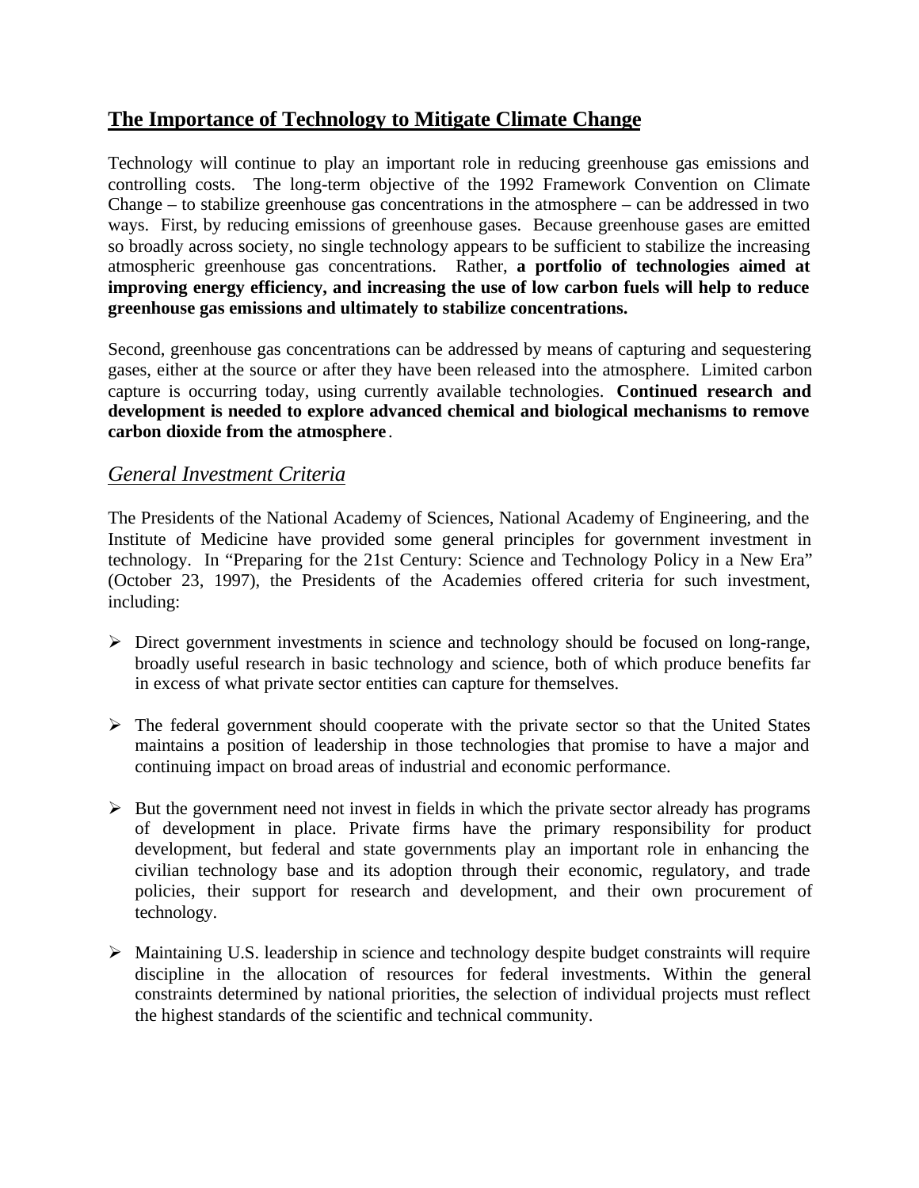## The Importance of Technology to Mitigate Climate Change

Technology will continue to play an important role in reducing greenhouse gas emissions and controlling costs. The long-term objective of the 1992 Framework Convention on Climate Change – to stabilize greenhouse gas concentrations in the atmosphere – can be addressed in two ways. First, by reducing emissions of greenhouse gases. Because greenhouse gases are emitted so broadly across society, no single technology appears to be sufficient to stabilize the increasing atmospheric greenhouse gas concentrations. Rather, **a portfolio of technologies aimed at improving energy efficiency, and increasing the use of low carbon fuels will help to reduce greenhouse gas emissions and ultimately to stabilize concentrations.**

Second, greenhouse gas concentrations can be addressed by means of capturing and sequestering gases, either at the source or after they have been released into the atmosphere. Limited carbon capture is occurring today, using currently available technologies. **Continued research and development is needed to explore advanced chemical and biological mechanisms to remove carbon dioxide from the atmosphere**.

### *General Investment Criteria*

The Presidents of the National Academy of Sciences, National Academy of Engineering, and the Institute of Medicine have provided some general principles for government investment in technology. In "Preparing for the 21st Century: Science and Technology Policy in a New Era" (October 23, 1997), the Presidents of the Academies offered criteria for such investment, including:

- Direct government investments in science and technology should be focused on long-range, broadly useful research in basic technology and science, both of which produce benefits far in excess of what private sector entities can capture for themselves.

- The federal government should cooperate with the private sector so that the United States maintains a position of leadership in those technologies that promise to have a major and continuing impact on broad areas of industrial and economic performance.

- But the government need not invest in fields in which the private sector already has programs of development in place. Private firms have the primary responsibility for product development, but federal and state governments play an important role in enhancing the civilian technology base and its adoption through their economic, regulatory, and trade policies, their support for research and development, and their own procurement of technology.

- Maintaining U.S. leadership in science and technology despite budget constraints will require discipline in the allocation of resources for federal investments. Within the general constraints determined by national priorities, the selection of individual projects must reflect the highest standards of the scientific and technical community.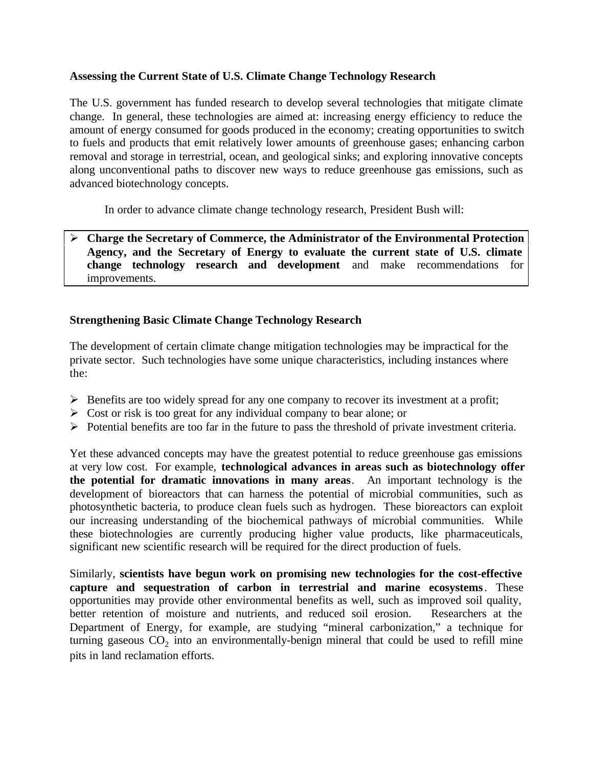**Assessing the Current State of U.S. Climate Change Technology Research**

The U.S. government has funded research to develop several technologies that mitigate climate change. In general, these technologies are aimed at: increasing energy efficiency to reduce the amount of energy consumed for goods produced in the economy; creating opportunities to switch to fuels and products that emit relatively lower amounts of greenhouse gases; enhancing carbon removal and storage in terrestrial, ocean, and geological sinks; and exploring innovative concepts along unconventional paths to discover new ways to reduce greenhouse gas emissions, such as advanced biotechnology concepts.

In order to advance climate change technology research, President Bush will:

- **Charge the Secretary of Commerce, the Administrator of the Environmental Protection Agency, and the Secretary of Energy to evaluate the current state of U.S. climate change technology research and development** and make recommendations for improvements.

**Strengthening Basic Climate Change Technology Research**

The development of certain climate change mitigation technologies may be impractical for the private sector. Such technologies have some unique characteristics, including instances where the:

- Benefits are too widely spread for any one company to recover its investment at a profit;
- Cost or risk is too great for any individual company to bear alone; or
- Potential benefits are too far in the future to pass the threshold of private investment criteria.

Yet these advanced concepts may have the greatest potential to reduce greenhouse gas emissions at very low cost. For example, **technological advances in areas such as biotechnology offer the potential for dramatic innovations in many areas**. An important technology is the development of bioreactors that can harness the potential of microbial communities, such as photosynthetic bacteria, to produce clean fuels such as hydrogen. These bioreactors can exploit our increasing understanding of the biochemical pathways of microbial communities. While these biotechnologies are currently producing higher value products, like pharmaceuticals, significant new scientific research will be required for the direct production of fuels.

Similarly, **scientists have begun work on promising new technologies for the cost-effective capture and sequestration of carbon in terrestrial and marine ecosystems**. These opportunities may provide other environmental benefits as well, such as improved soil quality, better retention of moisture and nutrients, and reduced soil erosion. Researchers at the Department of Energy, for example, are studying "mineral carbonization," a technique for turning gaseous $CO_2$ into an environmentally-benign mineral that could be used to refill mine pits in land reclamation efforts.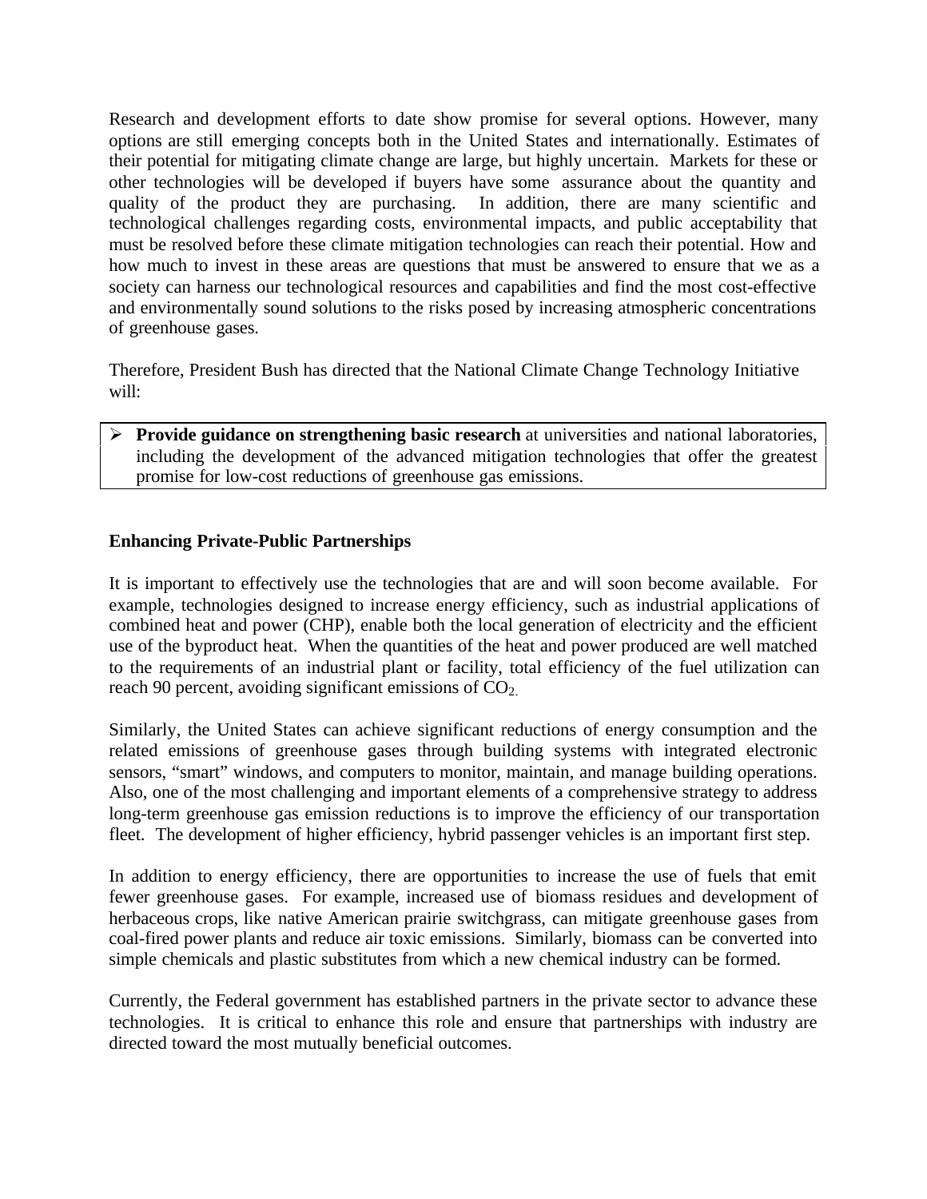Research and development efforts to date show promise for several options. However, many options are still emerging concepts both in the United States and internationally. Estimates of their potential for mitigating climate change are large, but highly uncertain. Markets for these or other technologies will be developed if buyers have some assurance about the quantity and quality of the product they are purchasing. In addition, there are many scientific and technological challenges regarding costs, environmental impacts, and public acceptability that must be resolved before these climate mitigation technologies can reach their potential. How and how much to invest in these areas are questions that must be answered to ensure that we as a society can harness our technological resources and capabilities and find the most cost-effective and environmentally sound solutions to the risks posed by increasing atmospheric concentrations of greenhouse gases.

Therefore, President Bush has directed that the National Climate Change Technology Initiative will:

- **Provide guidance on strengthening basic research** at universities and national laboratories, including the development of the advanced mitigation technologies that offer the greatest promise for low-cost reductions of greenhouse gas emissions.

**Enhancing Private-Public Partnerships**

It is important to effectively use the technologies that are and will soon become available. For example, technologies designed to increase energy efficiency, such as industrial applications of combined heat and power (CHP), enable both the local generation of electricity and the efficient use of the byproduct heat. When the quantities of the heat and power produced are well matched to the requirements of an industrial plant or facility, total efficiency of the fuel utilization can reach 90 percent, avoiding significant emissions of $CO_2$.

Similarly, the United States can achieve significant reductions of energy consumption and the related emissions of greenhouse gases through building systems with integrated electronic sensors, "smart" windows, and computers to monitor, maintain, and manage building operations. Also, one of the most challenging and important elements of a comprehensive strategy to address long-term greenhouse gas emission reductions is to improve the efficiency of our transportation fleet. The development of higher efficiency, hybrid passenger vehicles is an important first step.

In addition to energy efficiency, there are opportunities to increase the use of fuels that emit fewer greenhouse gases. For example, increased use of biomass residues and development of herbaceous crops, like native American prairie switchgrass, can mitigate greenhouse gases from coal-fired power plants and reduce air toxic emissions. Similarly, biomass can be converted into simple chemicals and plastic substitutes from which a new chemical industry can be formed.

Currently, the Federal government has established partners in the private sector to advance these technologies. It is critical to enhance this role and ensure that partnerships with industry are directed toward the most mutually beneficial outcomes.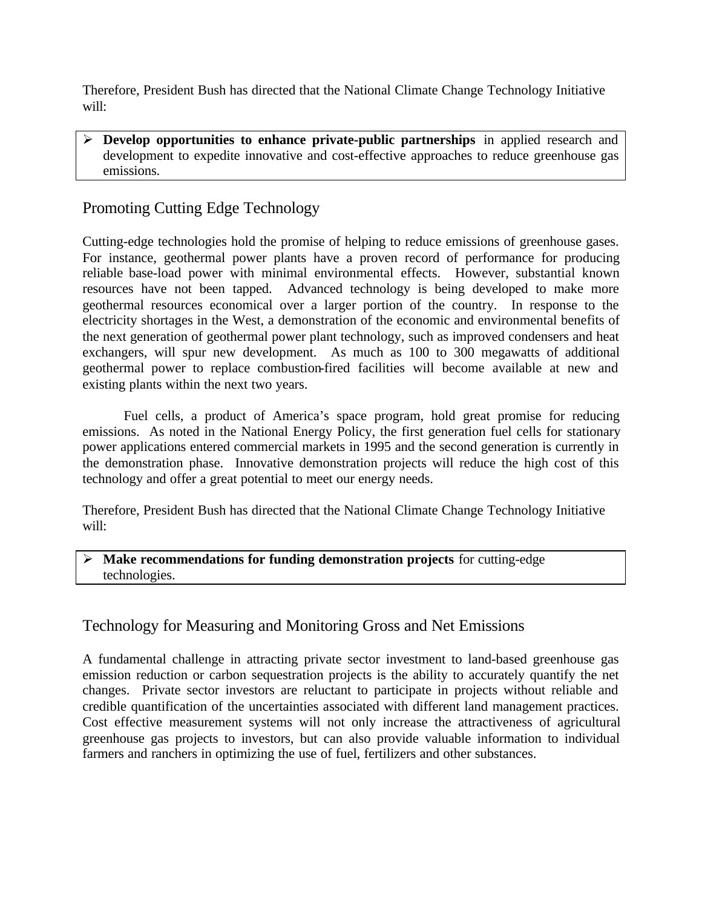Therefore, President Bush has directed that the National Climate Change Technology Initiative will:

- **Develop opportunities to enhance private-public partnerships** in applied research and development to expedite innovative and cost-effective approaches to reduce greenhouse gas emissions.

## Promoting Cutting Edge Technology

Cutting-edge technologies hold the promise of helping to reduce emissions of greenhouse gases. For instance, geothermal power plants have a proven record of performance for producing reliable base-load power with minimal environmental effects. However, substantial known resources have not been tapped. Advanced technology is being developed to make more geothermal resources economical over a larger portion of the country. In response to the electricity shortages in the West, a demonstration of the economic and environmental benefits of the next generation of geothermal power plant technology, such as improved condensers and heat exchangers, will spur new development. As much as 100 to 300 megawatts of additional geothermal power to replace combustion-fired facilities will become available at new and existing plants within the next two years.

Fuel cells, a product of America's space program, hold great promise for reducing emissions. As noted in the National Energy Policy, the first generation fuel cells for stationary power applications entered commercial markets in 1995 and the second generation is currently in the demonstration phase. Innovative demonstration projects will reduce the high cost of this technology and offer a great potential to meet our energy needs.

Therefore, President Bush has directed that the National Climate Change Technology Initiative will:

- **Make recommendations for funding demonstration projects** for cutting-edge technologies.

## Technology for Measuring and Monitoring Gross and Net Emissions

A fundamental challenge in attracting private sector investment to land-based greenhouse gas emission reduction or carbon sequestration projects is the ability to accurately quantify the net changes. Private sector investors are reluctant to participate in projects without reliable and credible quantification of the uncertainties associated with different land management practices. Cost effective measurement systems will not only increase the attractiveness of agricultural greenhouse gas projects to investors, but can also provide valuable information to individual farmers and ranchers in optimizing the use of fuel, fertilizers and other substances.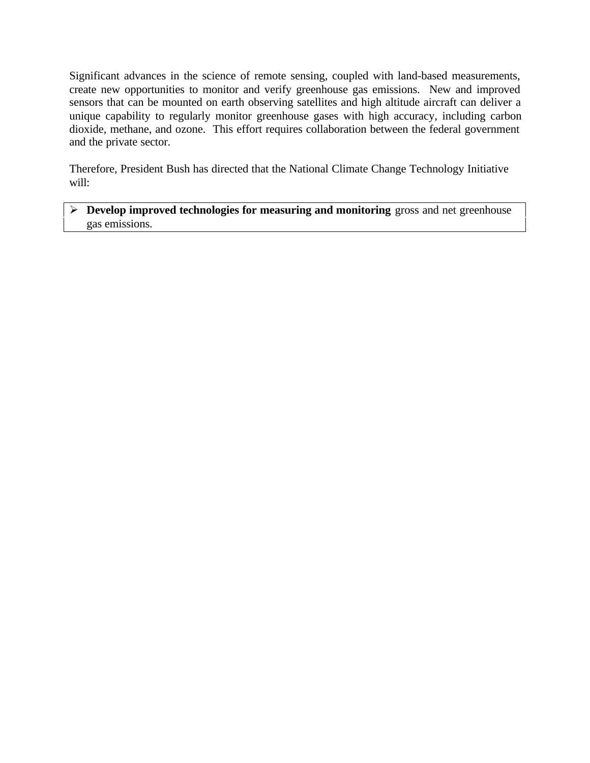Significant advances in the science of remote sensing, coupled with land-based measurements, create new opportunities to monitor and verify greenhouse gas emissions. New and improved sensors that can be mounted on earth observing satellites and high altitude aircraft can deliver a unique capability to regularly monitor greenhouse gases with high accuracy, including carbon dioxide, methane, and ozone. This effort requires collaboration between the federal government and the private sector.

Therefore, President Bush has directed that the National Climate Change Technology Initiative will:

- **Develop improved technologies for measuring and monitoring** gross and net greenhouse gas emissions.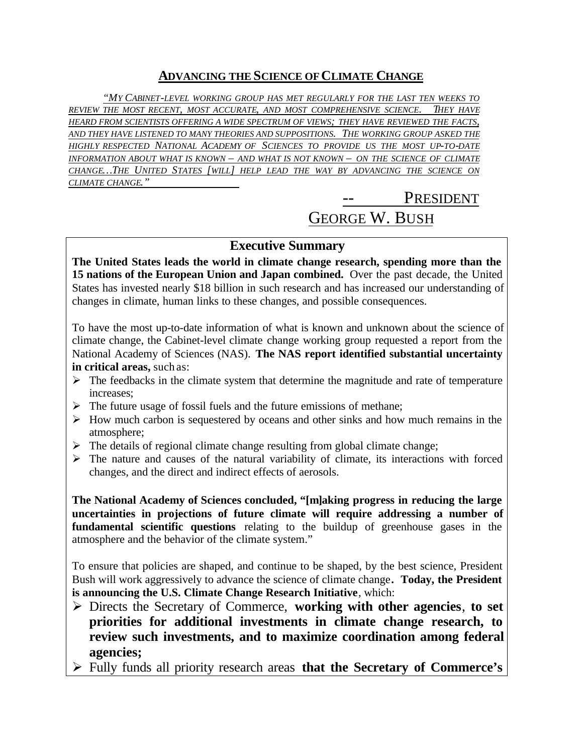## ADVANCING THE SCIENCE OF CLIMATE CHANGE

*"MY CABINET-LEVEL WORKING GROUP HAS MET REGULARLY FOR THE LAST TEN WEEKS TO REVIEW THE MOST RECENT, MOST ACCURATE, AND MOST COMPREHENSIVE SCIENCE. THEY HAVE HEARD FROM SCIENTISTS OFFERING A WIDE SPECTRUM OF VIEWS; THEY HAVE REVIEWED THE FACTS, AND THEY HAVE LISTENED TO MANY THEORIES AND SUPPOSITIONS. THE WORKING GROUP ASKED THE HIGHLY RESPECTED NATIONAL ACADEMY OF SCIENCES TO PROVIDE US THE MOST UP-TO-DATE INFORMATION ABOUT WHAT IS KNOWN – AND WHAT IS NOT KNOWN – ON THE SCIENCE OF CLIMATE CHANGE…THE UNITED STATES [WILL] HELP LEAD THE WAY BY ADVANCING THE SCIENCE ON CLIMATE CHANGE."*

-- PRESIDENT GEORGE W. BUSH

### Executive Summary

**The United States leads the world in climate change research, spending more than the 15 nations of the European Union and Japan combined.** Over the past decade, the United States has invested nearly $18 billion in such research and has increased our understanding of changes in climate, human links to these changes, and possible consequences.

To have the most up-to-date information of what is known and unknown about the science of climate change, the Cabinet-level climate change working group requested a report from the National Academy of Sciences (NAS). **The NAS report identified substantial uncertainty in critical areas,** such as:

- The feedbacks in the climate system that determine the magnitude and rate of temperature increases;
- The future usage of fossil fuels and the future emissions of methane;
- How much carbon is sequestered by oceans and other sinks and how much remains in the atmosphere;
- The details of regional climate change resulting from global climate change;
- The nature and causes of the natural variability of climate, its interactions with forced changes, and the direct and indirect effects of aerosols.

**The National Academy of Sciences concluded, "[m]aking progress in reducing the large uncertainties in projections of future climate will require addressing a number of fundamental scientific questions** relating to the buildup of greenhouse gases in the atmosphere and the behavior of the climate system."

To ensure that policies are shaped, and continue to be shaped, by the best science, President Bush will work aggressively to advance the science of climate change**. Today, the President is announcing the U.S. Climate Change Research Initiative**, which:

- Directs the Secretary of Commerce, **working with other agencies**, **to set priorities for additional investments in climate change research, to review such investments, and to maximize coordination among federal agencies;**
- Fully funds all priority research areas **that the Secretary of Commerce's**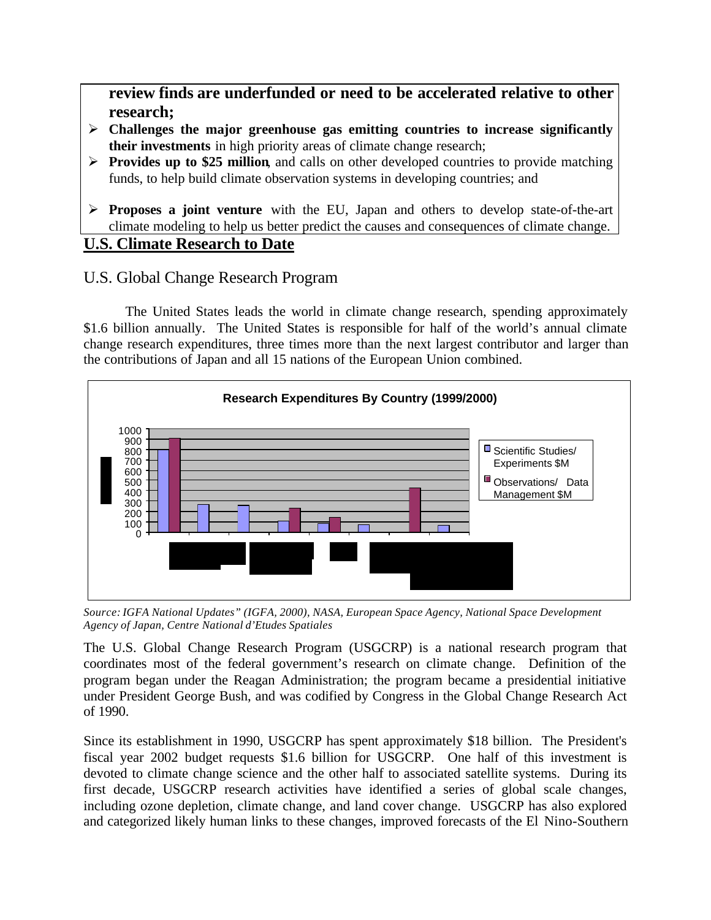**review finds are underfunded or need to be accelerated relative to other research;**

- **Challenges the major greenhouse gas emitting countries to increase significantly their investments** in high priority areas of climate change research;
- **Provides up to $25 million**, and calls on other developed countries to provide matching funds, to help build climate observation systems in developing countries; and
- **Proposes a joint venture** with the EU, Japan and others to develop state-of-the-art climate modeling to help us better predict the causes and consequences of climate change.

## U.S. Climate Research to Date

### U.S. Global Change Research Program

The United States leads the world in climate change research, spending approximately $1.6 billion annually. The United States is responsible for half of the world's annual climate change research expenditures, three times more than the next largest contributor and larger than the contributions of Japan and all 15 nations of the European Union combined.

**Research Expenditures By Country (1999/2000)**

Legend: Scientific Studies/ Experiments $M; Observations/ Data Management $M

*Source: IGFA National Updates" (IGFA, 2000), NASA, European Space Agency, National Space Development Agency of Japan, Centre National d'Etudes Spatiales*

The U.S. Global Change Research Program (USGCRP) is a national research program that coordinates most of the federal government's research on climate change. Definition of the program began under the Reagan Administration; the program became a presidential initiative under President George Bush, and was codified by Congress in the Global Change Research Act of 1990.

Since its establishment in 1990, USGCRP has spent approximately $18 billion. The President's fiscal year 2002 budget requests $1.6 billion for USGCRP. One half of this investment is devoted to climate change science and the other half to associated satellite systems. During its first decade, USGCRP research activities have identified a series of global scale changes, including ozone depletion, climate change, and land cover change. USGCRP has also explored and categorized likely human links to these changes, improved forecasts of the El Nino-Southern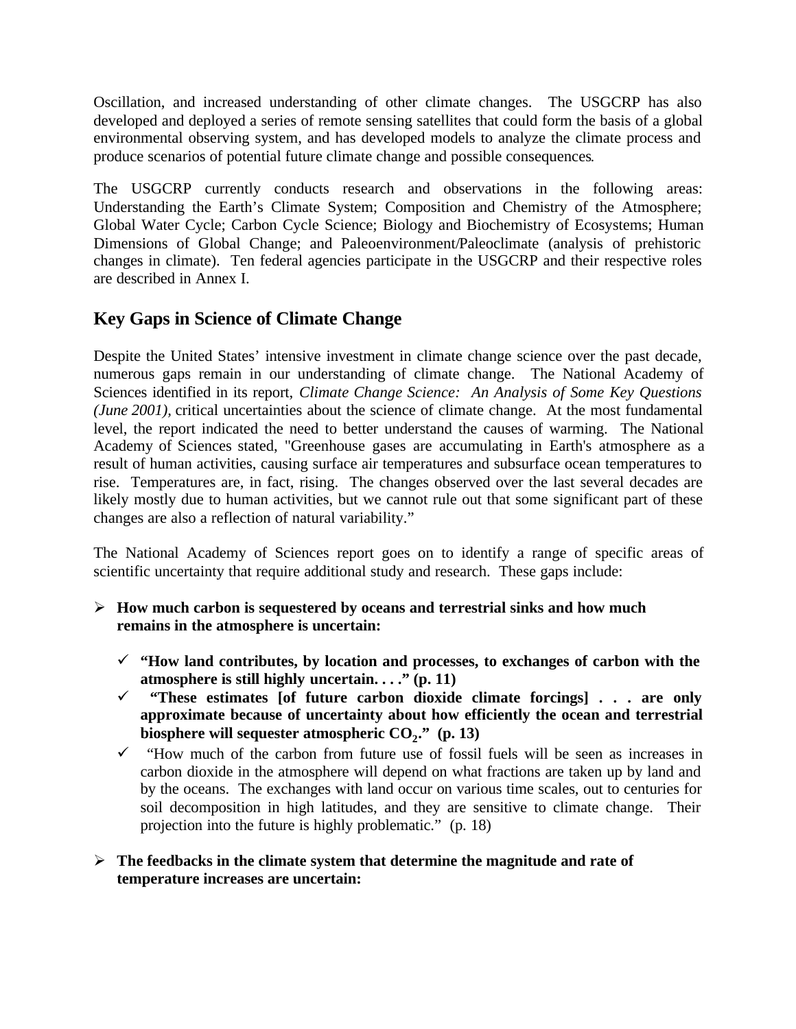Oscillation, and increased understanding of other climate changes. The USGCRP has also developed and deployed a series of remote sensing satellites that could form the basis of a global environmental observing system, and has developed models to analyze the climate process and produce scenarios of potential future climate change and possible consequences.

The USGCRP currently conducts research and observations in the following areas: Understanding the Earth's Climate System; Composition and Chemistry of the Atmosphere; Global Water Cycle; Carbon Cycle Science; Biology and Biochemistry of Ecosystems; Human Dimensions of Global Change; and Paleoenvironment/Paleoclimate (analysis of prehistoric changes in climate). Ten federal agencies participate in the USGCRP and their respective roles are described in Annex I.

## Key Gaps in Science of Climate Change

Despite the United States' intensive investment in climate change science over the past decade, numerous gaps remain in our understanding of climate change. The National Academy of Sciences identified in its report, *Climate Change Science: An Analysis of Some Key Questions (June 2001),* critical uncertainties about the science of climate change. At the most fundamental level, the report indicated the need to better understand the causes of warming. The National Academy of Sciences stated, "Greenhouse gases are accumulating in Earth's atmosphere as a result of human activities, causing surface air temperatures and subsurface ocean temperatures to rise. Temperatures are, in fact, rising. The changes observed over the last several decades are likely mostly due to human activities, but we cannot rule out that some significant part of these changes are also a reflection of natural variability."

The National Academy of Sciences report goes on to identify a range of specific areas of scientific uncertainty that require additional study and research. These gaps include:

- **How much carbon is sequestered by oceans and terrestrial sinks and how much remains in the atmosphere is uncertain:**
  - **"How land contributes, by location and processes, to exchanges of carbon with the atmosphere is still highly uncertain. . . ." (p. 11)**
  - **"These estimates [of future carbon dioxide climate forcings] . . . are only approximate because of uncertainty about how efficiently the ocean and terrestrial biosphere will sequester atmospheric $CO_2$." (p. 13)**
  - "How much of the carbon from future use of fossil fuels will be seen as increases in carbon dioxide in the atmosphere will depend on what fractions are taken up by land and by the oceans. The exchanges with land occur on various time scales, out to centuries for soil decomposition in high latitudes, and they are sensitive to climate change. Their projection into the future is highly problematic." (p. 18)
- **The feedbacks in the climate system that determine the magnitude and rate of temperature increases are uncertain:**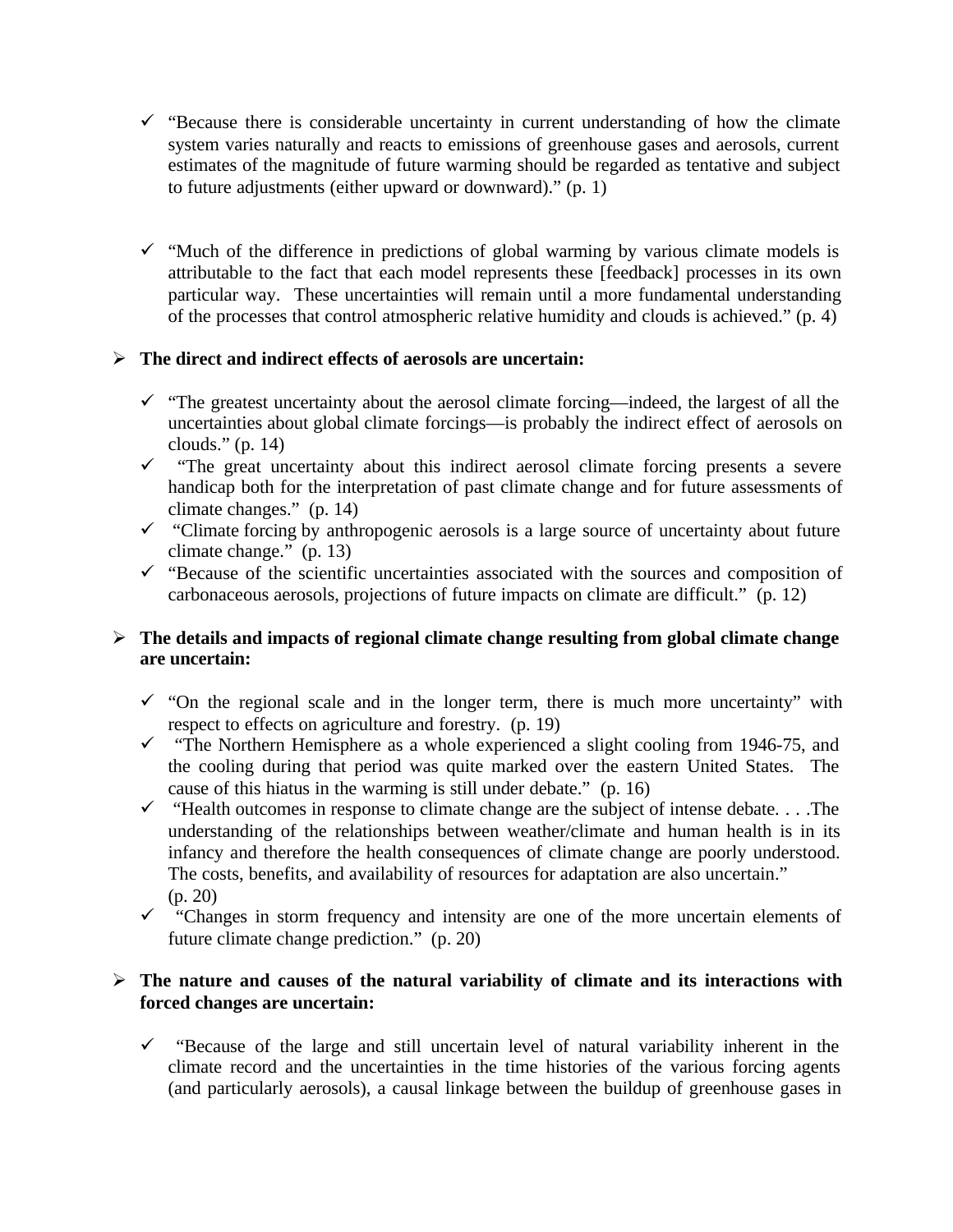- ✓ "Because there is considerable uncertainty in current understanding of how the climate system varies naturally and reacts to emissions of greenhouse gases and aerosols, current estimates of the magnitude of future warming should be regarded as tentative and subject to future adjustments (either upward or downward)." (p. 1)

- ✓ "Much of the difference in predictions of global warming by various climate models is attributable to the fact that each model represents these [feedback] processes in its own particular way. These uncertainties will remain until a more fundamental understanding of the processes that control atmospheric relative humidity and clouds is achieved." (p. 4)

➢ **The direct and indirect effects of aerosols are uncertain:**

- ✓ "The greatest uncertainty about the aerosol climate forcing—indeed, the largest of all the uncertainties about global climate forcings—is probably the indirect effect of aerosols on clouds." (p. 14)
- ✓ "The great uncertainty about this indirect aerosol climate forcing presents a severe handicap both for the interpretation of past climate change and for future assessments of climate changes." (p. 14)
- ✓ "Climate forcing by anthropogenic aerosols is a large source of uncertainty about future climate change." (p. 13)
- ✓ "Because of the scientific uncertainties associated with the sources and composition of carbonaceous aerosols, projections of future impacts on climate are difficult." (p. 12)

➢ **The details and impacts of regional climate change resulting from global climate change are uncertain:**

- ✓ "On the regional scale and in the longer term, there is much more uncertainty" with respect to effects on agriculture and forestry. (p. 19)
- ✓ "The Northern Hemisphere as a whole experienced a slight cooling from 1946-75, and the cooling during that period was quite marked over the eastern United States. The cause of this hiatus in the warming is still under debate." (p. 16)
- ✓ "Health outcomes in response to climate change are the subject of intense debate. . . .The understanding of the relationships between weather/climate and human health is in its infancy and therefore the health consequences of climate change are poorly understood. The costs, benefits, and availability of resources for adaptation are also uncertain." (p. 20)
- ✓ "Changes in storm frequency and intensity are one of the more uncertain elements of future climate change prediction." (p. 20)

➢ **The nature and causes of the natural variability of climate and its interactions with forced changes are uncertain:**

- ✓ "Because of the large and still uncertain level of natural variability inherent in the climate record and the uncertainties in the time histories of the various forcing agents (and particularly aerosols), a causal linkage between the buildup of greenhouse gases in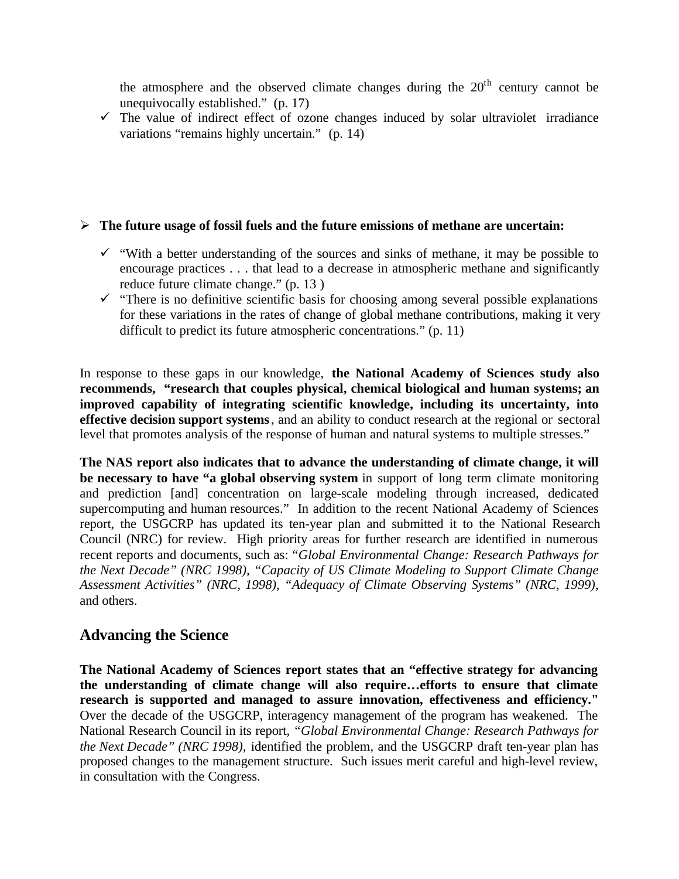the atmosphere and the observed climate changes during the 20th century cannot be unequivocally established." (p. 17)

- ✓ The value of indirect effect of ozone changes induced by solar ultraviolet irradiance variations "remains highly uncertain." (p. 14)

- ➢ **The future usage of fossil fuels and the future emissions of methane are uncertain:**

  - ✓ "With a better understanding of the sources and sinks of methane, it may be possible to encourage practices . . . that lead to a decrease in atmospheric methane and significantly reduce future climate change." (p. 13 )
  - ✓ "There is no definitive scientific basis for choosing among several possible explanations for these variations in the rates of change of global methane contributions, making it very difficult to predict its future atmospheric concentrations." (p. 11)

In response to these gaps in our knowledge, **the National Academy of Sciences study also recommends, "research that couples physical, chemical biological and human systems; an improved capability of integrating scientific knowledge, including its uncertainty, into effective decision support systems**, and an ability to conduct research at the regional or sectoral level that promotes analysis of the response of human and natural systems to multiple stresses."

**The NAS report also indicates that to advance the understanding of climate change, it will be necessary to have "a global observing system** in support of long term climate monitoring and prediction [and] concentration on large-scale modeling through increased, dedicated supercomputing and human resources." In addition to the recent National Academy of Sciences report, the USGCRP has updated its ten-year plan and submitted it to the National Research Council (NRC) for review. High priority areas for further research are identified in numerous recent reports and documents, such as: *"Global Environmental Change: Research Pathways for the Next Decade" (NRC 1998), "Capacity of US Climate Modeling to Support Climate Change Assessment Activities" (NRC, 1998), "Adequacy of Climate Observing Systems" (NRC, 1999),* and others.

## Advancing the Science

**The National Academy of Sciences report states that an "effective strategy for advancing the understanding of climate change will also require…efforts to ensure that climate research is supported and managed to assure innovation, effectiveness and efficiency."** Over the decade of the USGCRP, interagency management of the program has weakened. The National Research Council in its report, *"Global Environmental Change: Research Pathways for the Next Decade" (NRC 1998),* identified the problem, and the USGCRP draft ten-year plan has proposed changes to the management structure. Such issues merit careful and high-level review, in consultation with the Congress.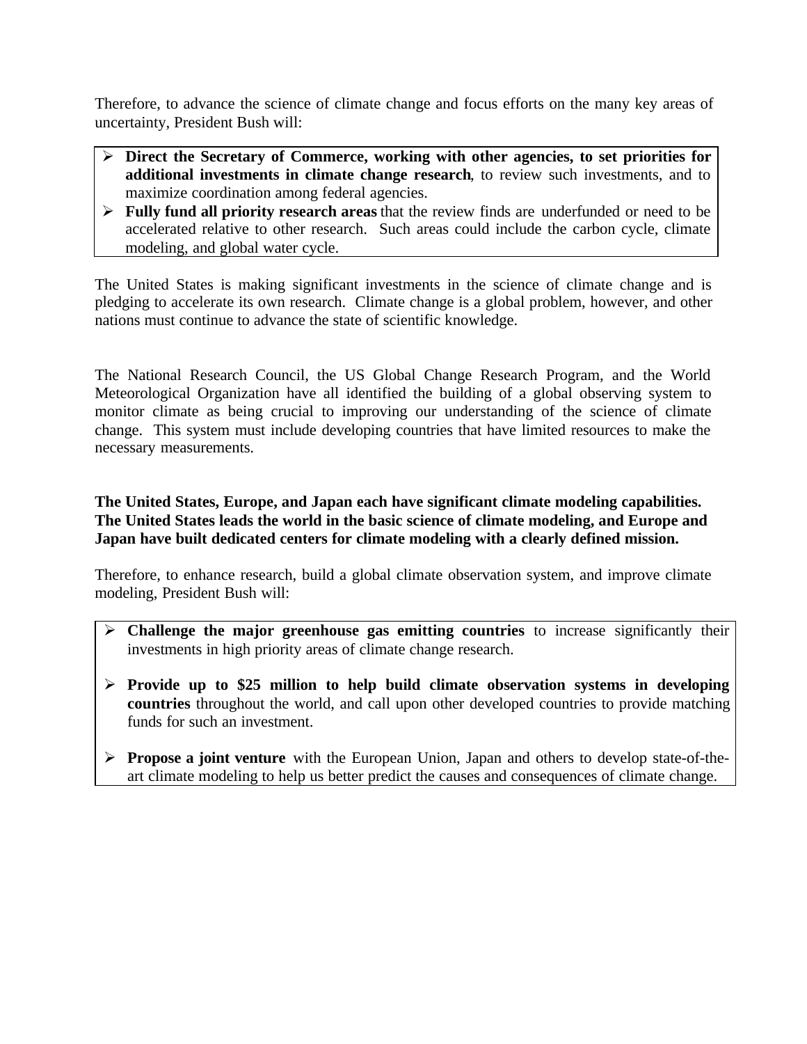Therefore, to advance the science of climate change and focus efforts on the many key areas of uncertainty, President Bush will:

- **Direct the Secretary of Commerce, working with other agencies, to set priorities for additional investments in climate change research**, to review such investments, and to maximize coordination among federal agencies.
- **Fully fund all priority research areas** that the review finds are underfunded or need to be accelerated relative to other research. Such areas could include the carbon cycle, climate modeling, and global water cycle.

The United States is making significant investments in the science of climate change and is pledging to accelerate its own research. Climate change is a global problem, however, and other nations must continue to advance the state of scientific knowledge.

The National Research Council, the US Global Change Research Program, and the World Meteorological Organization have all identified the building of a global observing system to monitor climate as being crucial to improving our understanding of the science of climate change. This system must include developing countries that have limited resources to make the necessary measurements.

**The United States, Europe, and Japan each have significant climate modeling capabilities. The United States leads the world in the basic science of climate modeling, and Europe and Japan have built dedicated centers for climate modeling with a clearly defined mission.**

Therefore, to enhance research, build a global climate observation system, and improve climate modeling, President Bush will:

- **Challenge the major greenhouse gas emitting countries** to increase significantly their investments in high priority areas of climate change research.
- **Provide up to $25 million to help build climate observation systems in developing countries** throughout the world, and call upon other developed countries to provide matching funds for such an investment.
- **Propose a joint venture** with the European Union, Japan and others to develop state-of-the-art climate modeling to help us better predict the causes and consequences of climate change.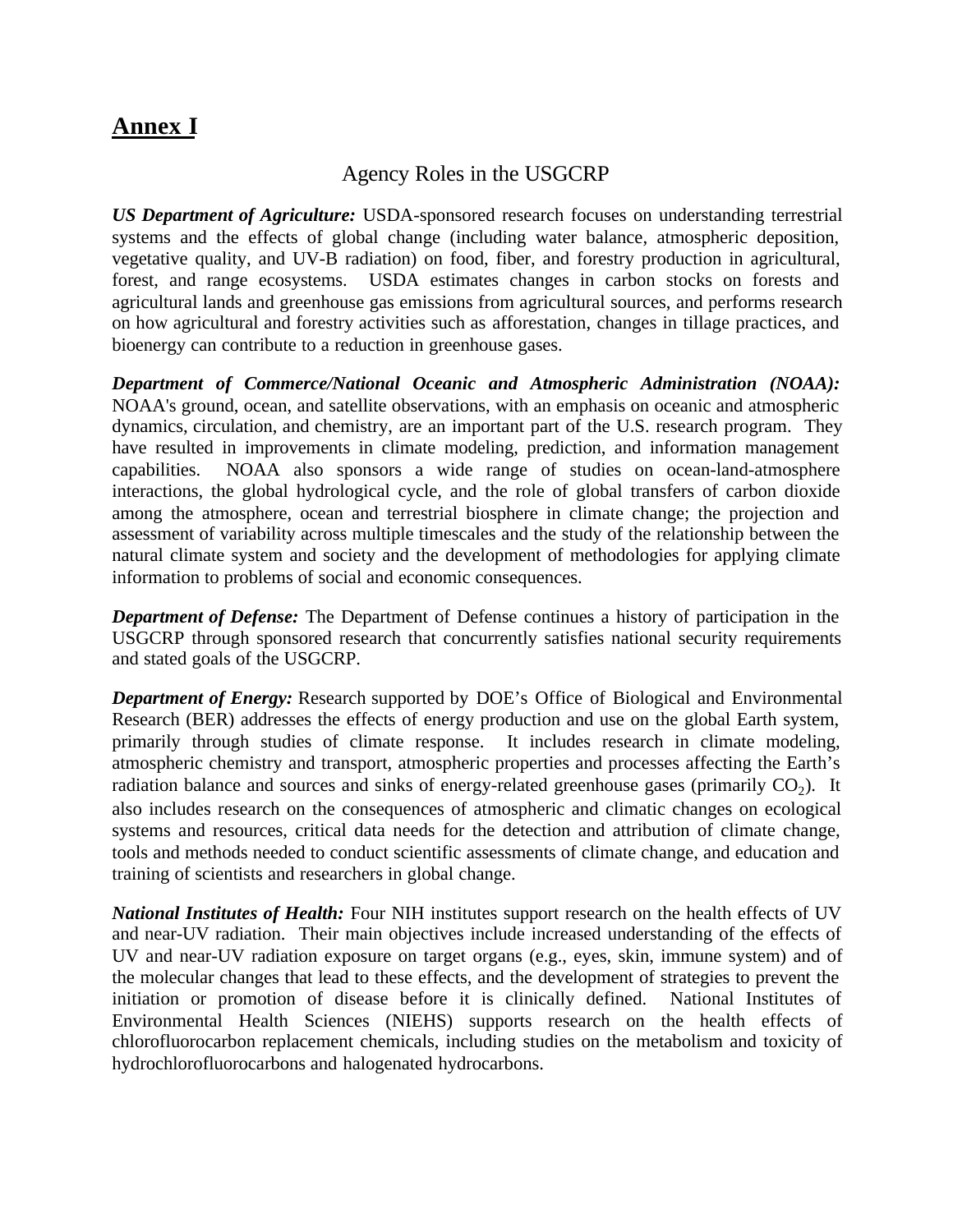# **Annex I**

## Agency Roles in the USGCRP

***US Department of Agriculture:*** USDA-sponsored research focuses on understanding terrestrial systems and the effects of global change (including water balance, atmospheric deposition, vegetative quality, and UV-B radiation) on food, fiber, and forestry production in agricultural, forest, and range ecosystems. USDA estimates changes in carbon stocks on forests and agricultural lands and greenhouse gas emissions from agricultural sources, and performs research on how agricultural and forestry activities such as afforestation, changes in tillage practices, and bioenergy can contribute to a reduction in greenhouse gases.

***Department of Commerce/National Oceanic and Atmospheric Administration (NOAA):*** NOAA's ground, ocean, and satellite observations, with an emphasis on oceanic and atmospheric dynamics, circulation, and chemistry, are an important part of the U.S. research program. They have resulted in improvements in climate modeling, prediction, and information management capabilities. NOAA also sponsors a wide range of studies on ocean-land-atmosphere interactions, the global hydrological cycle, and the role of global transfers of carbon dioxide among the atmosphere, ocean and terrestrial biosphere in climate change; the projection and assessment of variability across multiple timescales and the study of the relationship between the natural climate system and society and the development of methodologies for applying climate information to problems of social and economic consequences.

***Department of Defense:*** The Department of Defense continues a history of participation in the USGCRP through sponsored research that concurrently satisfies national security requirements and stated goals of the USGCRP.

***Department of Energy:*** Research supported by DOE's Office of Biological and Environmental Research (BER) addresses the effects of energy production and use on the global Earth system, primarily through studies of climate response. It includes research in climate modeling, atmospheric chemistry and transport, atmospheric properties and processes affecting the Earth's radiation balance and sources and sinks of energy-related greenhouse gases (primarily $CO_2$). It also includes research on the consequences of atmospheric and climatic changes on ecological systems and resources, critical data needs for the detection and attribution of climate change, tools and methods needed to conduct scientific assessments of climate change, and education and training of scientists and researchers in global change.

***National Institutes of Health:*** Four NIH institutes support research on the health effects of UV and near-UV radiation. Their main objectives include increased understanding of the effects of UV and near-UV radiation exposure on target organs (e.g., eyes, skin, immune system) and of the molecular changes that lead to these effects, and the development of strategies to prevent the initiation or promotion of disease before it is clinically defined. National Institutes of Environmental Health Sciences (NIEHS) supports research on the health effects of chlorofluorocarbon replacement chemicals, including studies on the metabolism and toxicity of hydrochlorofluorocarbons and halogenated hydrocarbons.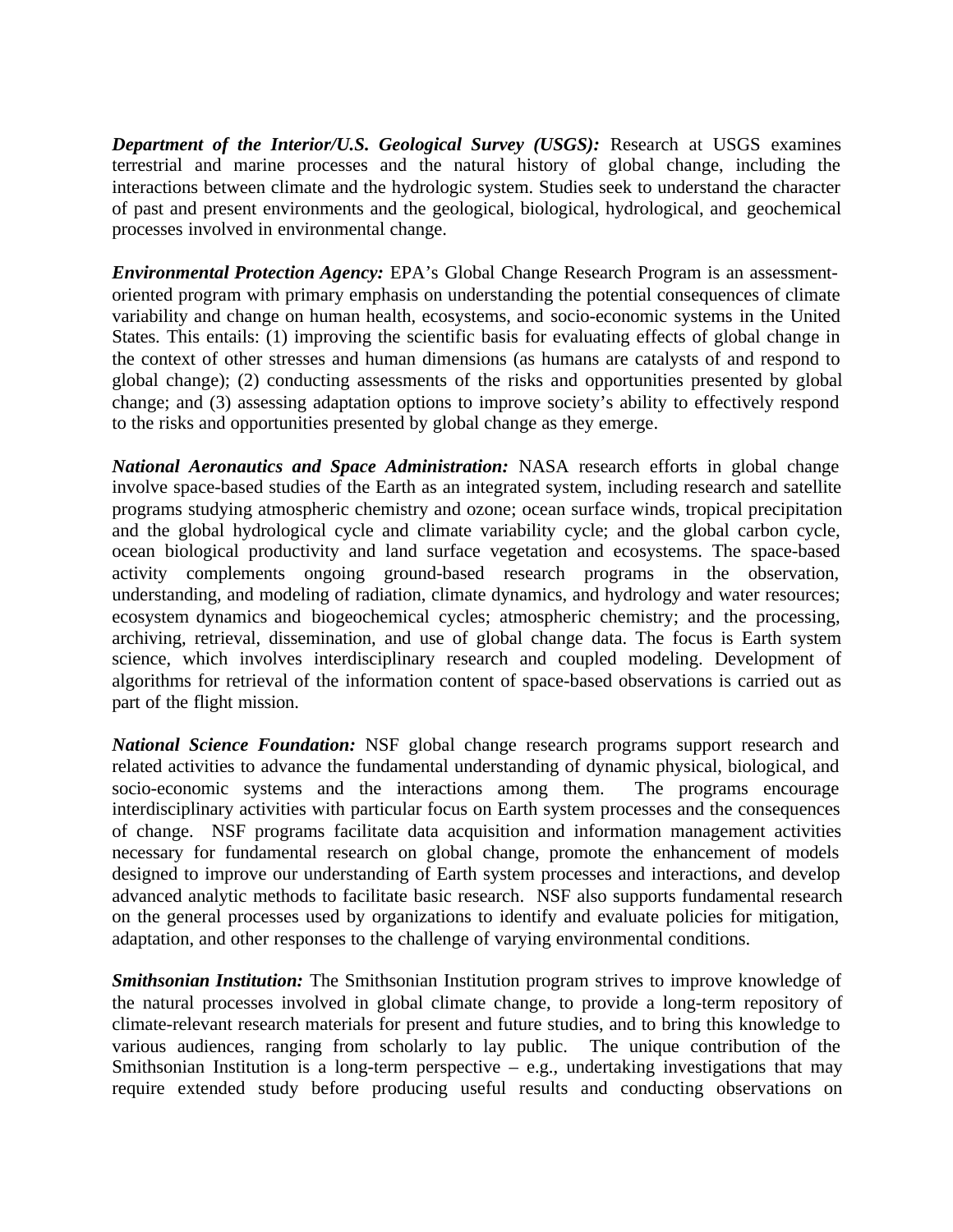***Department of the Interior/U.S. Geological Survey (USGS):*** Research at USGS examines terrestrial and marine processes and the natural history of global change, including the interactions between climate and the hydrologic system. Studies seek to understand the character of past and present environments and the geological, biological, hydrological, and geochemical processes involved in environmental change.

***Environmental Protection Agency:*** EPA's Global Change Research Program is an assessment-oriented program with primary emphasis on understanding the potential consequences of climate variability and change on human health, ecosystems, and socio-economic systems in the United States. This entails: (1) improving the scientific basis for evaluating effects of global change in the context of other stresses and human dimensions (as humans are catalysts of and respond to global change); (2) conducting assessments of the risks and opportunities presented by global change; and (3) assessing adaptation options to improve society's ability to effectively respond to the risks and opportunities presented by global change as they emerge.

***National Aeronautics and Space Administration:*** NASA research efforts in global change involve space-based studies of the Earth as an integrated system, including research and satellite programs studying atmospheric chemistry and ozone; ocean surface winds, tropical precipitation and the global hydrological cycle and climate variability cycle; and the global carbon cycle, ocean biological productivity and land surface vegetation and ecosystems. The space-based activity complements ongoing ground-based research programs in the observation, understanding, and modeling of radiation, climate dynamics, and hydrology and water resources; ecosystem dynamics and biogeochemical cycles; atmospheric chemistry; and the processing, archiving, retrieval, dissemination, and use of global change data. The focus is Earth system science, which involves interdisciplinary research and coupled modeling. Development of algorithms for retrieval of the information content of space-based observations is carried out as part of the flight mission.

***National Science Foundation:*** NSF global change research programs support research and related activities to advance the fundamental understanding of dynamic physical, biological, and socio-economic systems and the interactions among them. The programs encourage interdisciplinary activities with particular focus on Earth system processes and the consequences of change. NSF programs facilitate data acquisition and information management activities necessary for fundamental research on global change, promote the enhancement of models designed to improve our understanding of Earth system processes and interactions, and develop advanced analytic methods to facilitate basic research. NSF also supports fundamental research on the general processes used by organizations to identify and evaluate policies for mitigation, adaptation, and other responses to the challenge of varying environmental conditions.

***Smithsonian Institution:*** The Smithsonian Institution program strives to improve knowledge of the natural processes involved in global climate change, to provide a long-term repository of climate-relevant research materials for present and future studies, and to bring this knowledge to various audiences, ranging from scholarly to lay public. The unique contribution of the Smithsonian Institution is a long-term perspective – e.g., undertaking investigations that may require extended study before producing useful results and conducting observations on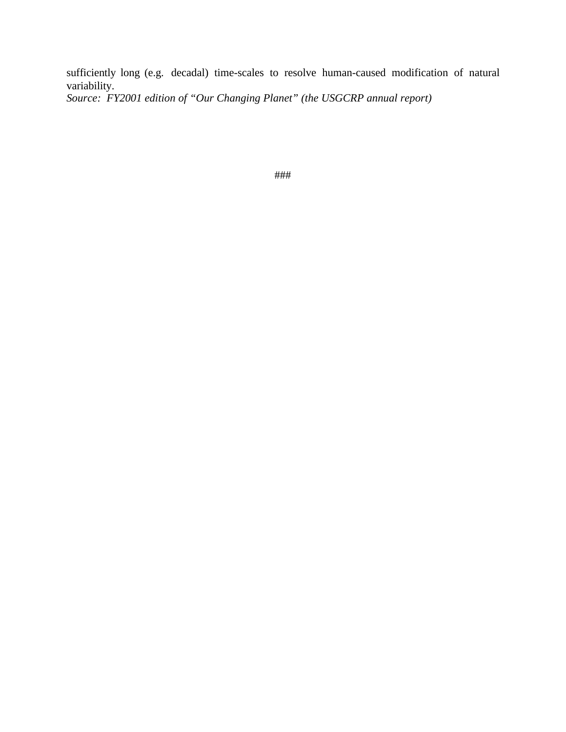sufficiently long (e.g.  decadal) time-scales to resolve human-caused modification of natural variability.
*Source:  FY2001 edition of "Our Changing Planet" (the USGCRP annual report)*

###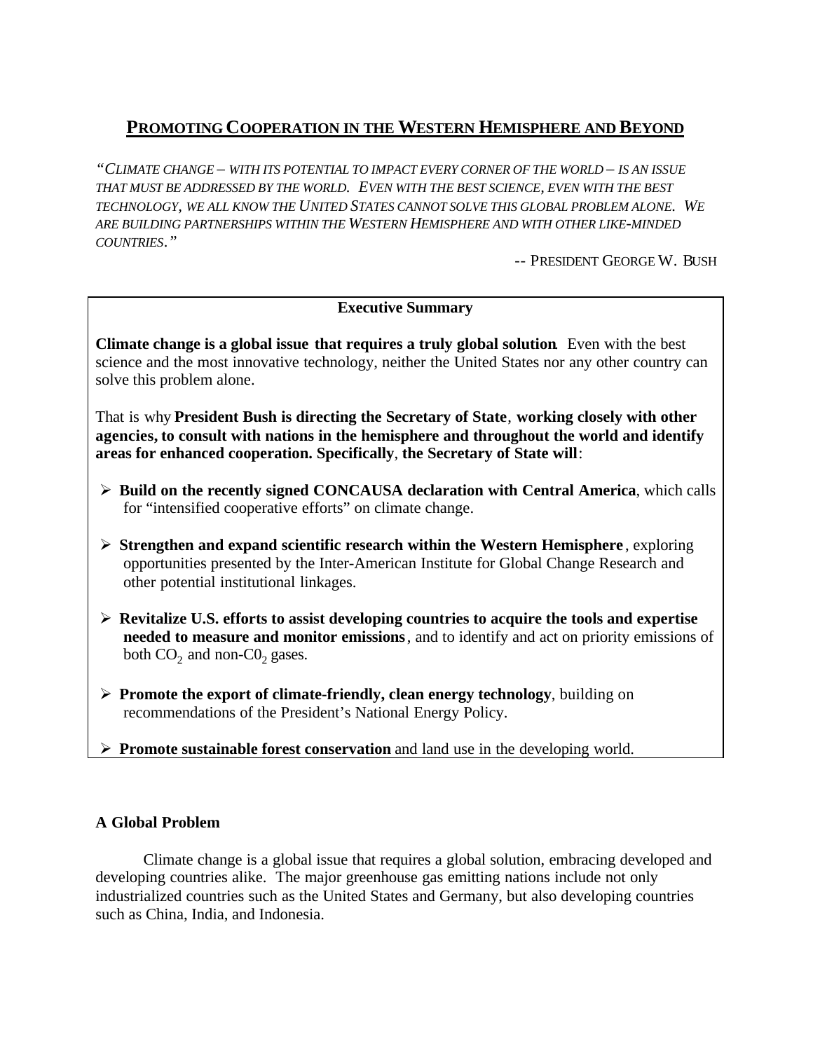# PROMOTING COOPERATION IN THE WESTERN HEMISPHERE AND BEYOND

*"CLIMATE CHANGE – WITH ITS POTENTIAL TO IMPACT EVERY CORNER OF THE WORLD – IS AN ISSUE THAT MUST BE ADDRESSED BY THE WORLD. EVEN WITH THE BEST SCIENCE, EVEN WITH THE BEST TECHNOLOGY, WE ALL KNOW THE UNITED STATES CANNOT SOLVE THIS GLOBAL PROBLEM ALONE. WE ARE BUILDING PARTNERSHIPS WITHIN THE WESTERN HEMISPHERE AND WITH OTHER LIKE-MINDED COUNTRIES."*

-- PRESIDENT GEORGE W. BUSH

**Executive Summary**

**Climate change is a global issue that requires a truly global solution.** Even with the best science and the most innovative technology, neither the United States nor any other country can solve this problem alone.

That is why **President Bush is directing the Secretary of State**, **working closely with other agencies, to consult with nations in the hemisphere and throughout the world and identify areas for enhanced cooperation. Specifically**, **the Secretary of State will**:

- **Build on the recently signed CONCAUSA declaration with Central America**, which calls for "intensified cooperative efforts" on climate change.
- **Strengthen and expand scientific research within the Western Hemisphere**, exploring opportunities presented by the Inter-American Institute for Global Change Research and other potential institutional linkages.
- **Revitalize U.S. efforts to assist developing countries to acquire the tools and expertise needed to measure and monitor emissions**, and to identify and act on priority emissions of both $CO_2$ and non-$C0_2$ gases.
- **Promote the export of climate-friendly, clean energy technology**, building on recommendations of the President's National Energy Policy.
- **Promote sustainable forest conservation** and land use in the developing world.

### A Global Problem

Climate change is a global issue that requires a global solution, embracing developed and developing countries alike. The major greenhouse gas emitting nations include not only industrialized countries such as the United States and Germany, but also developing countries such as China, India, and Indonesia.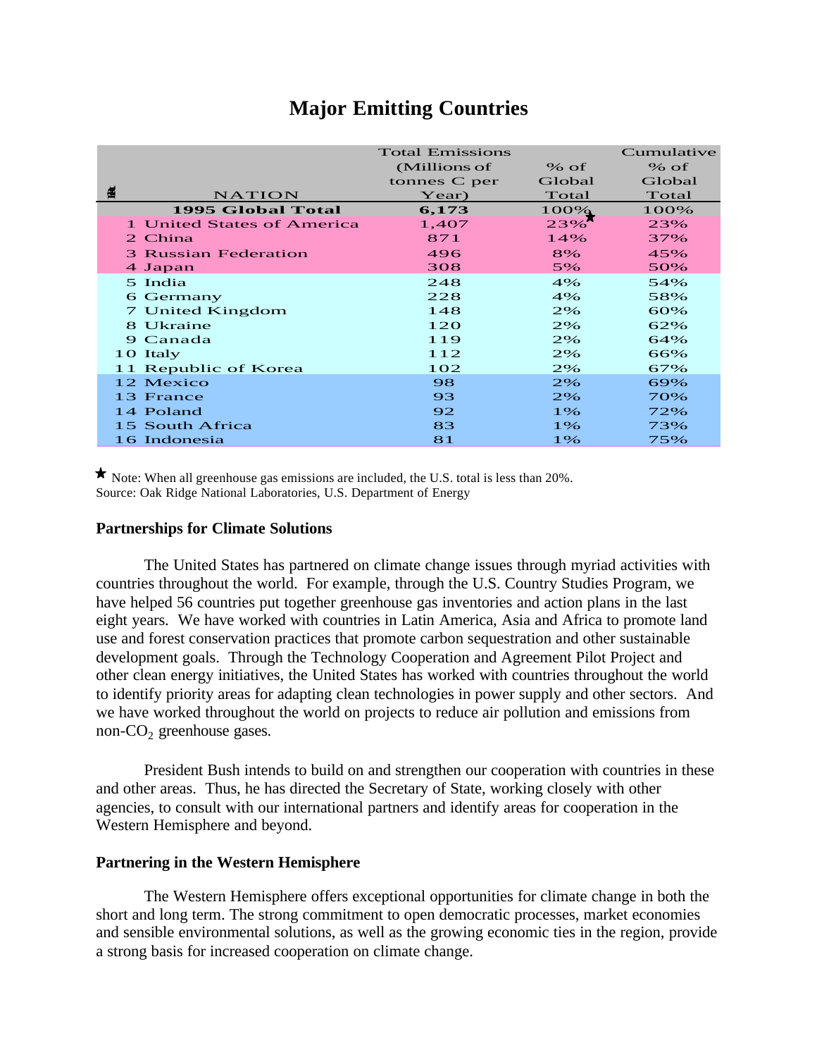# Major Emitting Countries

| NATION | Total Emissions (Millions of tonnes C per Year) | % of Global Total | Cumulative % of Global Total |
|---|---|---|---|
| **1995 Global Total** | **6,173** | 100% | 100% |
| 1 United States of America | 1,407 | 23%★ | 23% |
| 2 China | 871 | 14% | 37% |
| 3 Russian Federation | 496 | 8% | 45% |
| 4 Japan | 308 | 5% | 50% |
| 5 India | 248 | 4% | 54% |
| 6 Germany | 228 | 4% | 58% |
| 7 United Kingdom | 148 | 2% | 60% |
| 8 Ukraine | 120 | 2% | 62% |
| 9 Canada | 119 | 2% | 64% |
| 10 Italy | 112 | 2% | 66% |
| 11 Republic of Korea | 102 | 2% | 67% |
| 12 Mexico | 98 | 2% | 69% |
| 13 France | 93 | 2% | 70% |
| 14 Poland | 92 | 1% | 72% |
| 15 South Africa | 83 | 1% | 73% |
| 16 Indonesia | 81 | 1% | 75% |

★ Note: When all greenhouse gas emissions are included, the U.S. total is less than 20%.
Source: Oak Ridge National Laboratories, U.S. Department of Energy

### Partnerships for Climate Solutions

The United States has partnered on climate change issues through myriad activities with countries throughout the world. For example, through the U.S. Country Studies Program, we have helped 56 countries put together greenhouse gas inventories and action plans in the last eight years. We have worked with countries in Latin America, Asia and Africa to promote land use and forest conservation practices that promote carbon sequestration and other sustainable development goals. Through the Technology Cooperation and Agreement Pilot Project and other clean energy initiatives, the United States has worked with countries throughout the world to identify priority areas for adapting clean technologies in power supply and other sectors. And we have worked throughout the world on projects to reduce air pollution and emissions from non-$CO_2$ greenhouse gases.

President Bush intends to build on and strengthen our cooperation with countries in these and other areas. Thus, he has directed the Secretary of State, working closely with other agencies, to consult with our international partners and identify areas for cooperation in the Western Hemisphere and beyond.

### Partnering in the Western Hemisphere

The Western Hemisphere offers exceptional opportunities for climate change in both the short and long term. The strong commitment to open democratic processes, market economies and sensible environmental solutions, as well as the growing economic ties in the region, provide a strong basis for increased cooperation on climate change.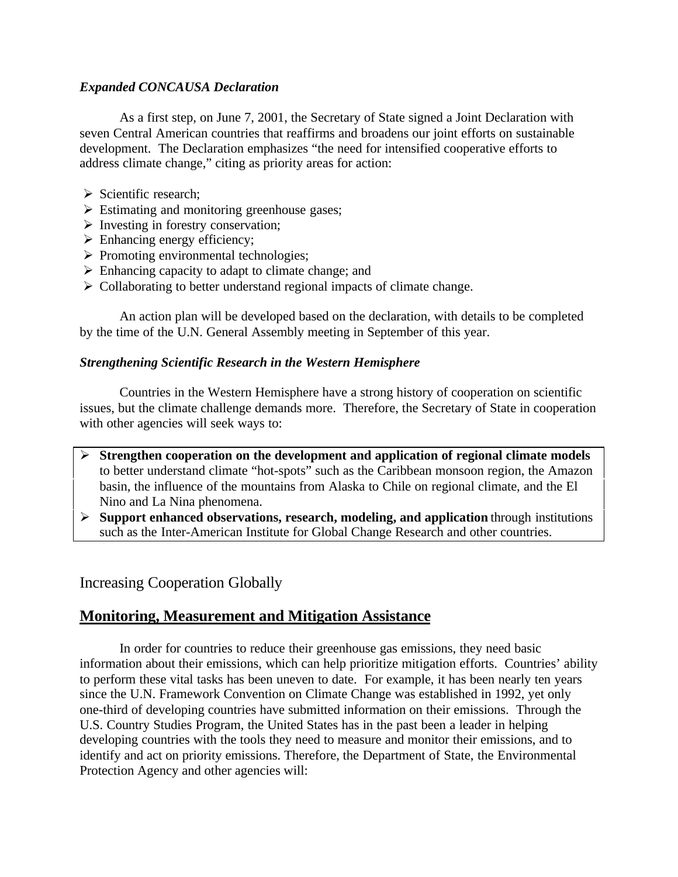### *Expanded CONCAUSA Declaration*

As a first step, on June 7, 2001, the Secretary of State signed a Joint Declaration with seven Central American countries that reaffirms and broadens our joint efforts on sustainable development. The Declaration emphasizes "the need for intensified cooperative efforts to address climate change," citing as priority areas for action:

- Scientific research;
- Estimating and monitoring greenhouse gases;
- Investing in forestry conservation;
- Enhancing energy efficiency;
- Promoting environmental technologies;
- Enhancing capacity to adapt to climate change; and
- Collaborating to better understand regional impacts of climate change.

An action plan will be developed based on the declaration, with details to be completed by the time of the U.N. General Assembly meeting in September of this year.

### *Strengthening Scientific Research in the Western Hemisphere*

Countries in the Western Hemisphere have a strong history of cooperation on scientific issues, but the climate challenge demands more. Therefore, the Secretary of State in cooperation with other agencies will seek ways to:

- **Strengthen cooperation on the development and application of regional climate models** to better understand climate "hot-spots" such as the Caribbean monsoon region, the Amazon basin, the influence of the mountains from Alaska to Chile on regional climate, and the El Nino and La Nina phenomena.
- **Support enhanced observations, research, modeling, and application** through institutions such as the Inter-American Institute for Global Change Research and other countries.

## Increasing Cooperation Globally

## Monitoring, Measurement and Mitigation Assistance

In order for countries to reduce their greenhouse gas emissions, they need basic information about their emissions, which can help prioritize mitigation efforts. Countries' ability to perform these vital tasks has been uneven to date. For example, it has been nearly ten years since the U.N. Framework Convention on Climate Change was established in 1992, yet only one-third of developing countries have submitted information on their emissions. Through the U.S. Country Studies Program, the United States has in the past been a leader in helping developing countries with the tools they need to measure and monitor their emissions, and to identify and act on priority emissions. Therefore, the Department of State, the Environmental Protection Agency and other agencies will: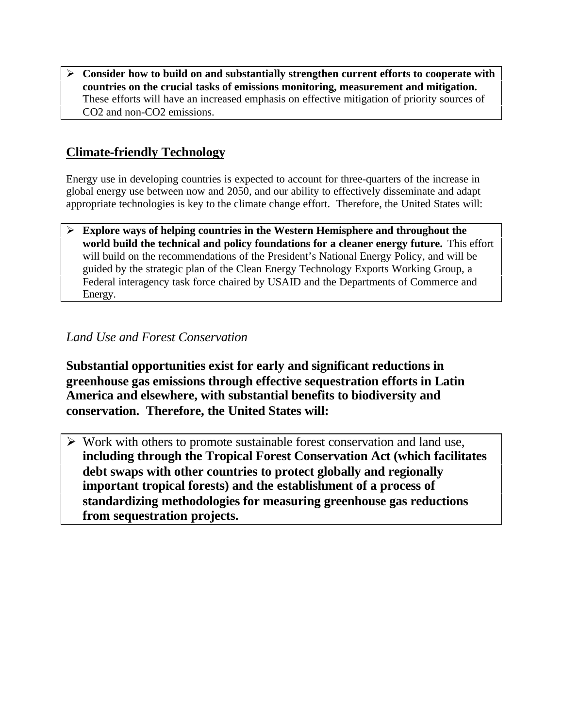- **Consider how to build on and substantially strengthen current efforts to cooperate with countries on the crucial tasks of emissions monitoring, measurement and mitigation.** These efforts will have an increased emphasis on effective mitigation of priority sources of $CO_2$ and non-$CO_2$ emissions.

## Climate-friendly Technology

Energy use in developing countries is expected to account for three-quarters of the increase in global energy use between now and 2050, and our ability to effectively disseminate and adapt appropriate technologies is key to the climate change effort. Therefore, the United States will:

- **Explore ways of helping countries in the Western Hemisphere and throughout the world build the technical and policy foundations for a cleaner energy future.** This effort will build on the recommendations of the President's National Energy Policy, and will be guided by the strategic plan of the Clean Energy Technology Exports Working Group, a Federal interagency task force chaired by USAID and the Departments of Commerce and Energy.

### *Land Use and Forest Conservation*

**Substantial opportunities exist for early and significant reductions in greenhouse gas emissions through effective sequestration efforts in Latin America and elsewhere, with substantial benefits to biodiversity and conservation. Therefore, the United States will:**

- Work with others to promote sustainable forest conservation and land use, **including through the Tropical Forest Conservation Act (which facilitates debt swaps with other countries to protect globally and regionally important tropical forests) and the establishment of a process of standardizing methodologies for measuring greenhouse gas reductions from sequestration projects.**